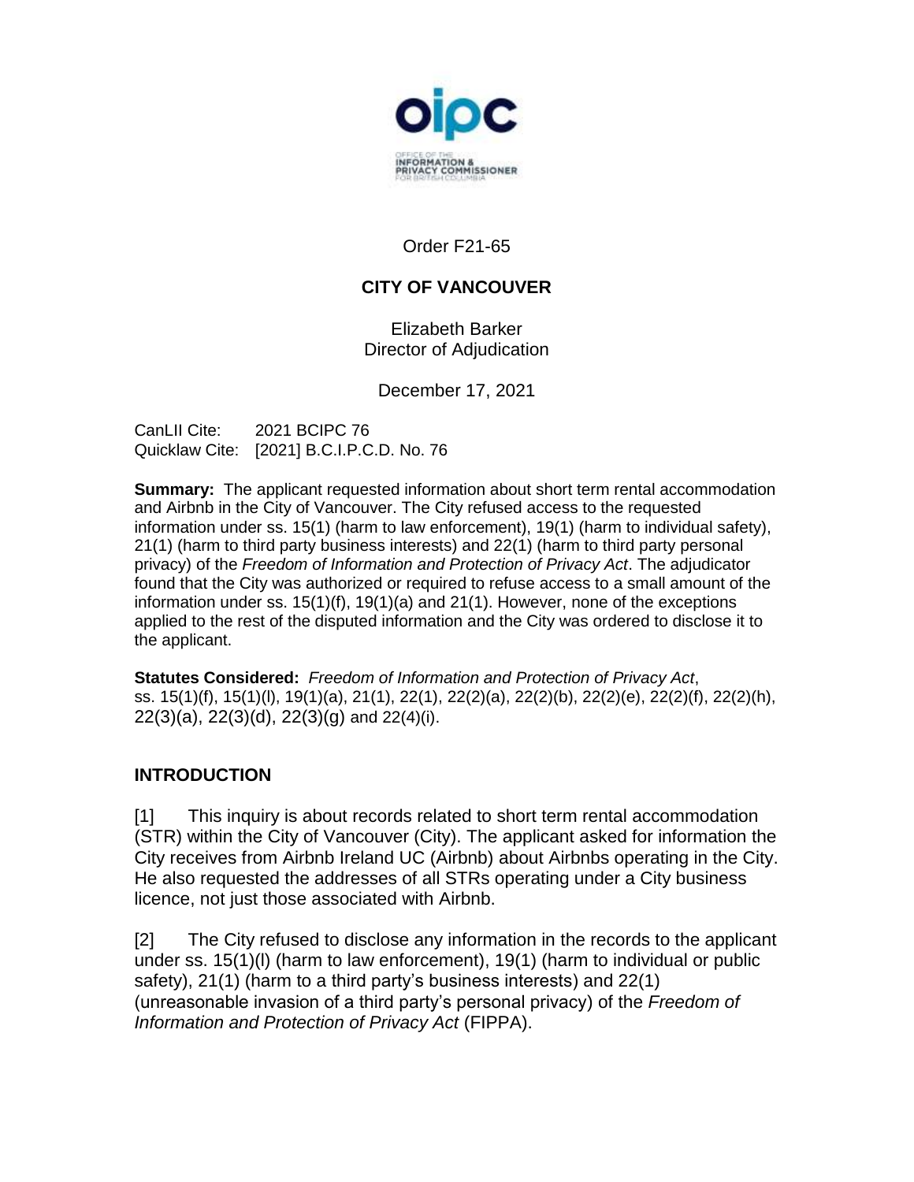Order F21-65

## CITY OF VANCOUVER

Elizabeth Barker
Director of Adjudication

December 17, 2021

CanLII Cite: 2021 BCIPC 76
Quicklaw Cite: [2021] B.C.I.P.C.D. No. 76

**Summary:** The applicant requested information about short term rental accommodation and Airbnb in the City of Vancouver. The City refused access to the requested information under ss. 15(1) (harm to law enforcement), 19(1) (harm to individual safety), 21(1) (harm to third party business interests) and 22(1) (harm to third party personal privacy) of the *Freedom of Information and Protection of Privacy Act*. The adjudicator found that the City was authorized or required to refuse access to a small amount of the information under ss. 15(1)(f), 19(1)(a) and 21(1). However, none of the exceptions applied to the rest of the disputed information and the City was ordered to disclose it to the applicant.

**Statutes Considered:** *Freedom of Information and Protection of Privacy Act*, ss. 15(1)(f), 15(1)(l), 19(1)(a), 21(1), 22(1), 22(2)(a), 22(2)(b), 22(2)(e), 22(2)(f), 22(2)(h), 22(3)(a), 22(3)(d), 22(3)(g) and 22(4)(i).

## INTRODUCTION

[1] This inquiry is about records related to short term rental accommodation (STR) within the City of Vancouver (City). The applicant asked for information the City receives from Airbnb Ireland UC (Airbnb) about Airbnbs operating in the City. He also requested the addresses of all STRs operating under a City business licence, not just those associated with Airbnb.

[2] The City refused to disclose any information in the records to the applicant under ss. 15(1)(l) (harm to law enforcement), 19(1) (harm to individual or public safety), 21(1) (harm to a third party's business interests) and 22(1) (unreasonable invasion of a third party's personal privacy) of the *Freedom of Information and Protection of Privacy Act* (FIPPA).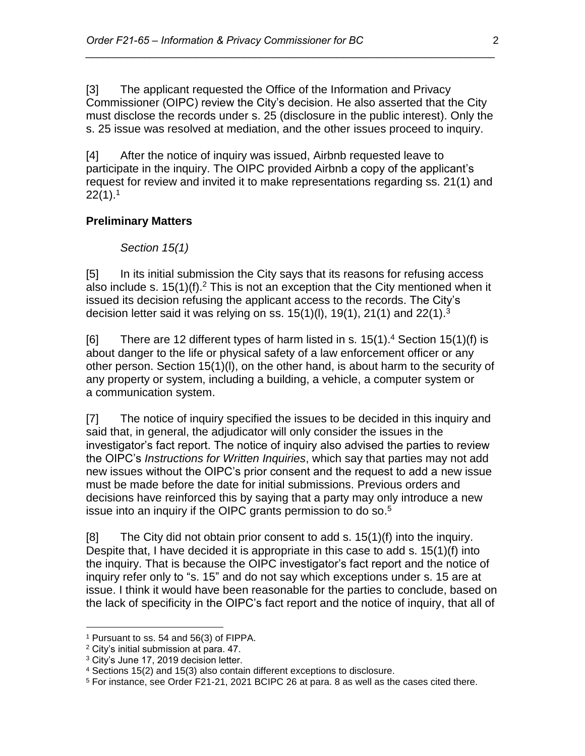[3] The applicant requested the Office of the Information and Privacy Commissioner (OIPC) review the City's decision. He also asserted that the City must disclose the records under s. 25 (disclosure in the public interest). Only the s. 25 issue was resolved at mediation, and the other issues proceed to inquiry.

[4] After the notice of inquiry was issued, Airbnb requested leave to participate in the inquiry. The OIPC provided Airbnb a copy of the applicant's request for review and invited it to make representations regarding ss. 21(1) and 22(1).[1]

**Preliminary Matters**

*Section 15(1)*

[5] In its initial submission the City says that its reasons for refusing access also include s. 15(1)(f).[2] This is not an exception that the City mentioned when it issued its decision refusing the applicant access to the records. The City's decision letter said it was relying on ss. 15(1)(l), 19(1), 21(1) and 22(1).[3]

[6] There are 12 different types of harm listed in s. 15(1).[4] Section 15(1)(f) is about danger to the life or physical safety of a law enforcement officer or any other person. Section 15(1)(l), on the other hand, is about harm to the security of any property or system, including a building, a vehicle, a computer system or a communication system.

[7] The notice of inquiry specified the issues to be decided in this inquiry and said that, in general, the adjudicator will only consider the issues in the investigator's fact report. The notice of inquiry also advised the parties to review the OIPC's *Instructions for Written Inquiries*, which say that parties may not add new issues without the OIPC's prior consent and the request to add a new issue must be made before the date for initial submissions. Previous orders and decisions have reinforced this by saying that a party may only introduce a new issue into an inquiry if the OIPC grants permission to do so.[5]

[8] The City did not obtain prior consent to add s. 15(1)(f) into the inquiry. Despite that, I have decided it is appropriate in this case to add s. 15(1)(f) into the inquiry. That is because the OIPC investigator's fact report and the notice of inquiry refer only to "s. 15" and do not say which exceptions under s. 15 are at issue. I think it would have been reasonable for the parties to conclude, based on the lack of specificity in the OIPC's fact report and the notice of inquiry, that all of

---

[1] Pursuant to ss. 54 and 56(3) of FIPPA.

[2] City's initial submission at para. 47.

[3] City's June 17, 2019 decision letter.

[4] Sections 15(2) and 15(3) also contain different exceptions to disclosure.

[5] For instance, see Order F21-21, 2021 BCIPC 26 at para. 8 as well as the cases cited there.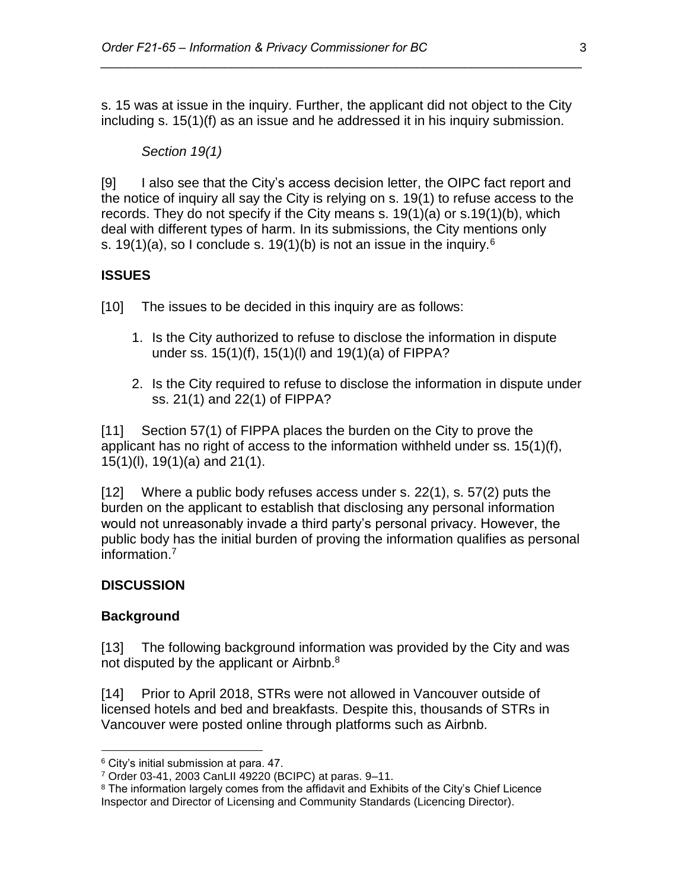s. 15 was at issue in the inquiry. Further, the applicant did not object to the City including s. 15(1)(f) as an issue and he addressed it in his inquiry submission.

*Section 19(1)*

[9] I also see that the City's access decision letter, the OIPC fact report and the notice of inquiry all say the City is relying on s. 19(1) to refuse access to the records. They do not specify if the City means s. 19(1)(a) or s.19(1)(b), which deal with different types of harm. In its submissions, the City mentions only s. 19(1)(a), so I conclude s. 19(1)(b) is not an issue in the inquiry.[6]

## ISSUES

[10] The issues to be decided in this inquiry are as follows:

1. Is the City authorized to refuse to disclose the information in dispute under ss. 15(1)(f), 15(1)(l) and 19(1)(a) of FIPPA?
2. Is the City required to refuse to disclose the information in dispute under ss. 21(1) and 22(1) of FIPPA?

[11] Section 57(1) of FIPPA places the burden on the City to prove the applicant has no right of access to the information withheld under ss. 15(1)(f), 15(1)(l), 19(1)(a) and 21(1).

[12] Where a public body refuses access under s. 22(1), s. 57(2) puts the burden on the applicant to establish that disclosing any personal information would not unreasonably invade a third party's personal privacy. However, the public body has the initial burden of proving the information qualifies as personal information.[7]

## DISCUSSION

### Background

[13] The following background information was provided by the City and was not disputed by the applicant or Airbnb.[8]

[14] Prior to April 2018, STRs were not allowed in Vancouver outside of licensed hotels and bed and breakfasts. Despite this, thousands of STRs in Vancouver were posted online through platforms such as Airbnb.

---

[6] City's initial submission at para. 47.

[7] Order 03-41, 2003 CanLII 49220 (BCIPC) at paras. 9–11.

[8] The information largely comes from the affidavit and Exhibits of the City's Chief Licence Inspector and Director of Licensing and Community Standards (Licencing Director).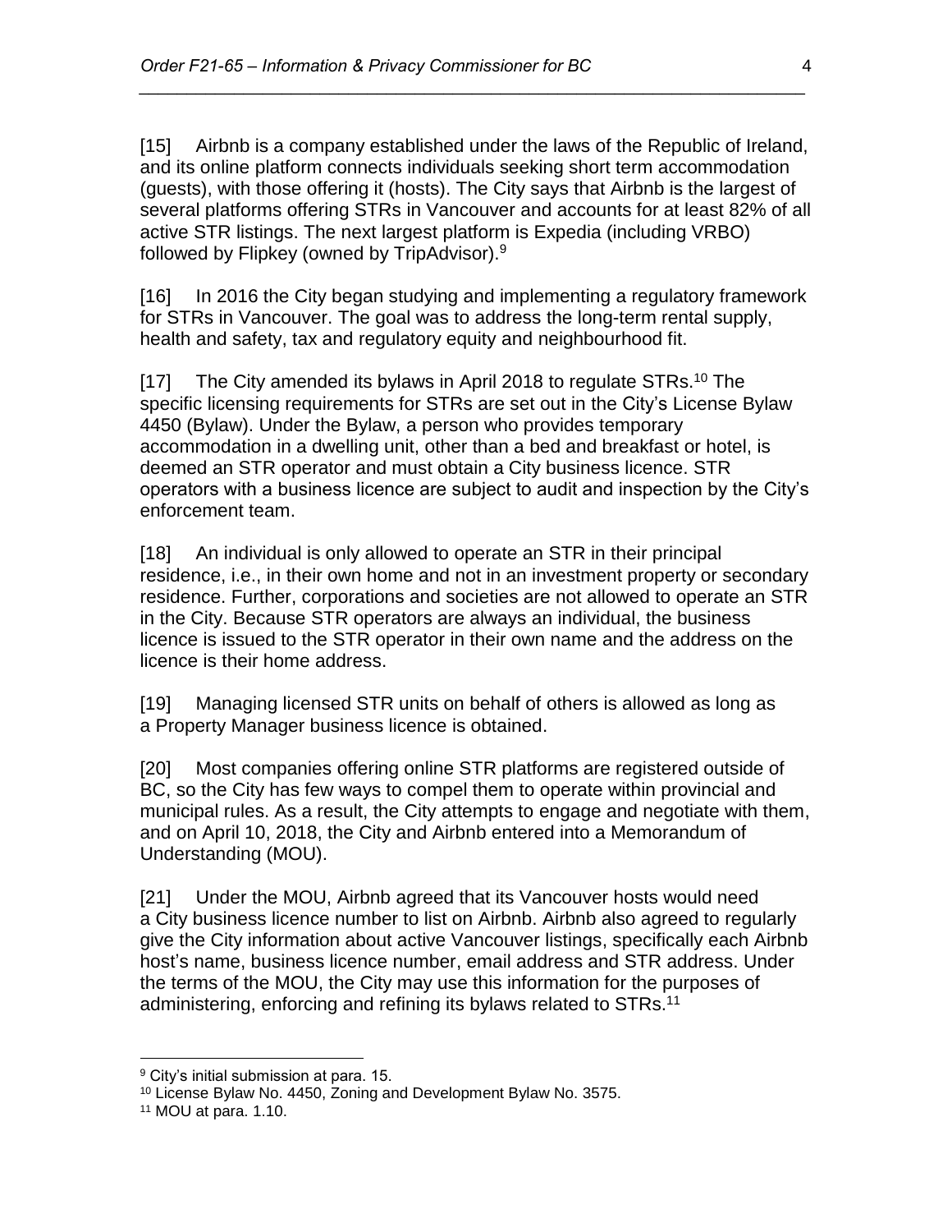[15] Airbnb is a company established under the laws of the Republic of Ireland, and its online platform connects individuals seeking short term accommodation (guests), with those offering it (hosts). The City says that Airbnb is the largest of several platforms offering STRs in Vancouver and accounts for at least 82% of all active STR listings. The next largest platform is Expedia (including VRBO) followed by Flipkey (owned by TripAdvisor).[9]

[16] In 2016 the City began studying and implementing a regulatory framework for STRs in Vancouver. The goal was to address the long-term rental supply, health and safety, tax and regulatory equity and neighbourhood fit.

[17] The City amended its bylaws in April 2018 to regulate STRs.[10] The specific licensing requirements for STRs are set out in the City's License Bylaw 4450 (Bylaw). Under the Bylaw, a person who provides temporary accommodation in a dwelling unit, other than a bed and breakfast or hotel, is deemed an STR operator and must obtain a City business licence. STR operators with a business licence are subject to audit and inspection by the City's enforcement team.

[18] An individual is only allowed to operate an STR in their principal residence, i.e., in their own home and not in an investment property or secondary residence. Further, corporations and societies are not allowed to operate an STR in the City. Because STR operators are always an individual, the business licence is issued to the STR operator in their own name and the address on the licence is their home address.

[19] Managing licensed STR units on behalf of others is allowed as long as a Property Manager business licence is obtained.

[20] Most companies offering online STR platforms are registered outside of BC, so the City has few ways to compel them to operate within provincial and municipal rules. As a result, the City attempts to engage and negotiate with them, and on April 10, 2018, the City and Airbnb entered into a Memorandum of Understanding (MOU).

[21] Under the MOU, Airbnb agreed that its Vancouver hosts would need a City business licence number to list on Airbnb. Airbnb also agreed to regularly give the City information about active Vancouver listings, specifically each Airbnb host's name, business licence number, email address and STR address. Under the terms of the MOU, the City may use this information for the purposes of administering, enforcing and refining its bylaws related to STRs.[11]

---

[9] City's initial submission at para. 15.

[10] License Bylaw No. 4450, Zoning and Development Bylaw No. 3575.

[11] MOU at para. 1.10.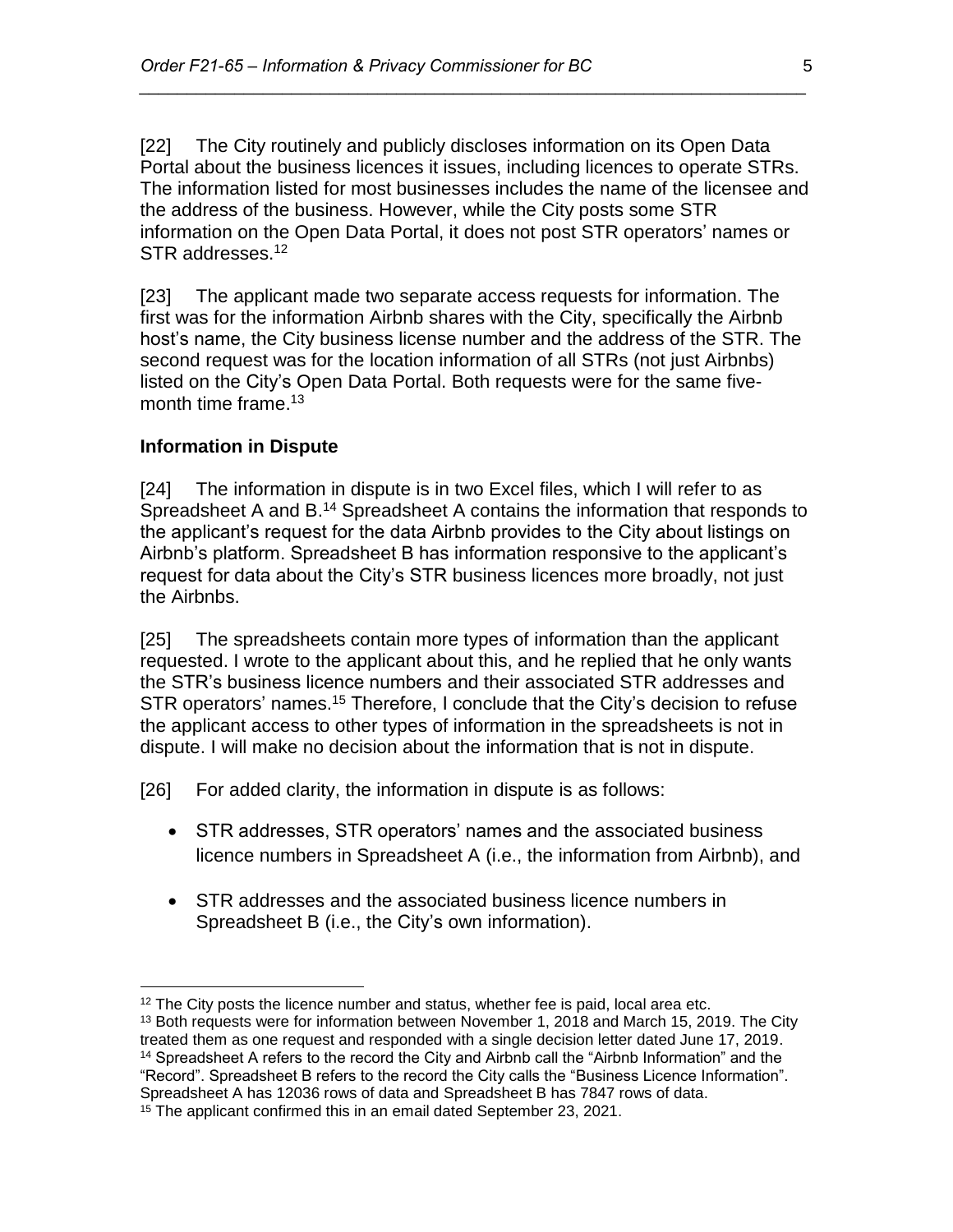[22] The City routinely and publicly discloses information on its Open Data Portal about the business licences it issues, including licences to operate STRs. The information listed for most businesses includes the name of the licensee and the address of the business. However, while the City posts some STR information on the Open Data Portal, it does not post STR operators' names or STR addresses.[12]

[23] The applicant made two separate access requests for information. The first was for the information Airbnb shares with the City, specifically the Airbnb host's name, the City business license number and the address of the STR. The second request was for the location information of all STRs (not just Airbnbs) listed on the City's Open Data Portal. Both requests were for the same five-month time frame.[13]

### Information in Dispute

[24] The information in dispute is in two Excel files, which I will refer to as Spreadsheet A and B.[14] Spreadsheet A contains the information that responds to the applicant's request for the data Airbnb provides to the City about listings on Airbnb's platform. Spreadsheet B has information responsive to the applicant's request for data about the City's STR business licences more broadly, not just the Airbnbs.

[25] The spreadsheets contain more types of information than the applicant requested. I wrote to the applicant about this, and he replied that he only wants the STR's business licence numbers and their associated STR addresses and STR operators' names.[15] Therefore, I conclude that the City's decision to refuse the applicant access to other types of information in the spreadsheets is not in dispute. I will make no decision about the information that is not in dispute.

[26] For added clarity, the information in dispute is as follows:

- STR addresses, STR operators' names and the associated business licence numbers in Spreadsheet A (i.e., the information from Airbnb), and
- STR addresses and the associated business licence numbers in Spreadsheet B (i.e., the City's own information).

---

[12] The City posts the licence number and status, whether fee is paid, local area etc.

[13] Both requests were for information between November 1, 2018 and March 15, 2019. The City treated them as one request and responded with a single decision letter dated June 17, 2019.

[14] Spreadsheet A refers to the record the City and Airbnb call the "Airbnb Information" and the "Record". Spreadsheet B refers to the record the City calls the "Business Licence Information". Spreadsheet A has 12036 rows of data and Spreadsheet B has 7847 rows of data.

[15] The applicant confirmed this in an email dated September 23, 2021.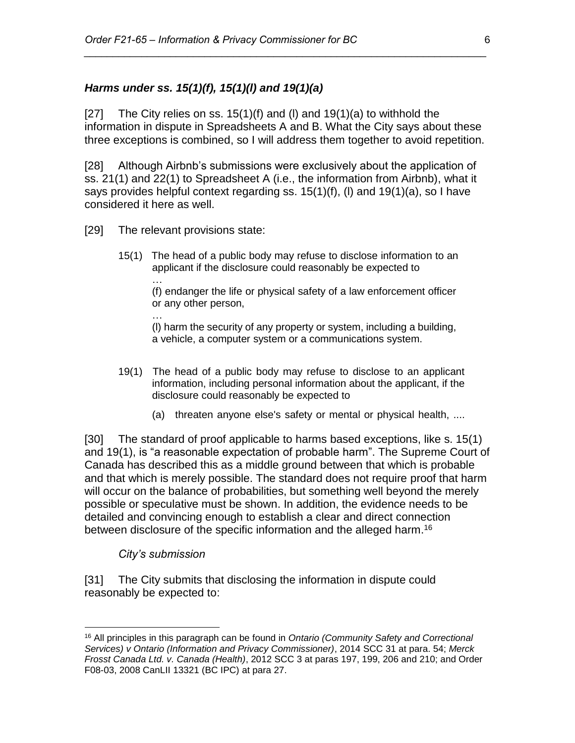### *Harms under ss. 15(1)(f), 15(1)(l) and 19(1)(a)*

[27] The City relies on ss. 15(1)(f) and (l) and 19(1)(a) to withhold the information in dispute in Spreadsheets A and B. What the City says about these three exceptions is combined, so I will address them together to avoid repetition.

[28] Although Airbnb's submissions were exclusively about the application of ss. 21(1) and 22(1) to Spreadsheet A (i.e., the information from Airbnb), what it says provides helpful context regarding ss. 15(1)(f), (l) and 19(1)(a), so I have considered it here as well.

[29] The relevant provisions state:

> 15(1) The head of a public body may refuse to disclose information to an applicant if the disclosure could reasonably be expected to
>
> …
>
> (f) endanger the life or physical safety of a law enforcement officer or any other person,
>
> …
>
> (l) harm the security of any property or system, including a building, a vehicle, a computer system or a communications system.

> 19(1) The head of a public body may refuse to disclose to an applicant information, including personal information about the applicant, if the disclosure could reasonably be expected to
>
> (a) threaten anyone else's safety or mental or physical health, ....

[30] The standard of proof applicable to harms based exceptions, like s. 15(1) and 19(1), is "a reasonable expectation of probable harm". The Supreme Court of Canada has described this as a middle ground between that which is probable and that which is merely possible. The standard does not require proof that harm will occur on the balance of probabilities, but something well beyond the merely possible or speculative must be shown. In addition, the evidence needs to be detailed and convincing enough to establish a clear and direct connection between disclosure of the specific information and the alleged harm.[16]

*City's submission*

[31] The City submits that disclosing the information in dispute could reasonably be expected to:

---

[16] All principles in this paragraph can be found in *Ontario (Community Safety and Correctional Services) v Ontario (Information and Privacy Commissioner)*, 2014 SCC 31 at para. 54; *Merck Frosst Canada Ltd. v. Canada (Health)*, 2012 SCC 3 at paras 197, 199, 206 and 210; and Order F08-03, 2008 CanLII 13321 (BC IPC) at para 27.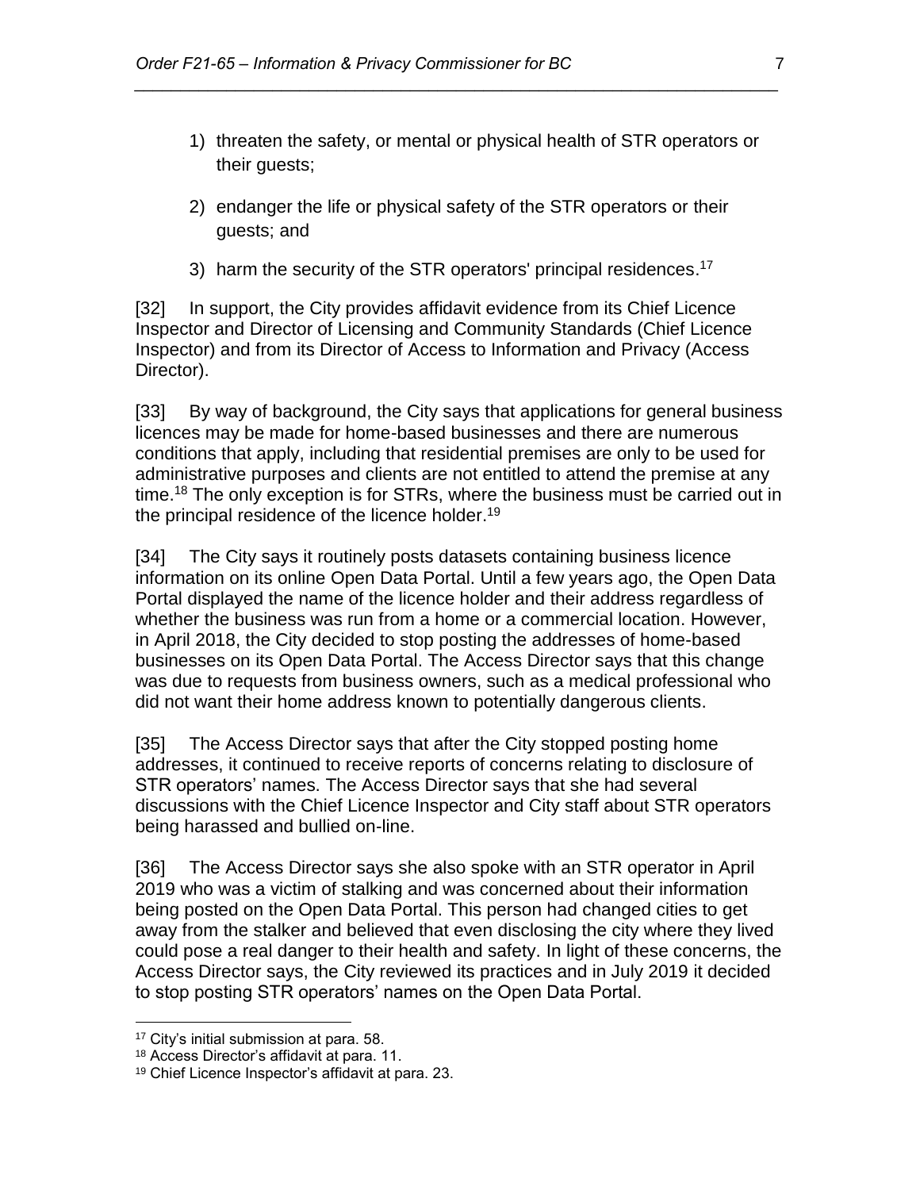1) threaten the safety, or mental or physical health of STR operators or their guests;
2) endanger the life or physical safety of the STR operators or their guests; and
3) harm the security of the STR operators' principal residences.[17]

[32] In support, the City provides affidavit evidence from its Chief Licence Inspector and Director of Licensing and Community Standards (Chief Licence Inspector) and from its Director of Access to Information and Privacy (Access Director).

[33] By way of background, the City says that applications for general business licences may be made for home-based businesses and there are numerous conditions that apply, including that residential premises are only to be used for administrative purposes and clients are not entitled to attend the premise at any time.[18] The only exception is for STRs, where the business must be carried out in the principal residence of the licence holder.[19]

[34] The City says it routinely posts datasets containing business licence information on its online Open Data Portal. Until a few years ago, the Open Data Portal displayed the name of the licence holder and their address regardless of whether the business was run from a home or a commercial location. However, in April 2018, the City decided to stop posting the addresses of home-based businesses on its Open Data Portal. The Access Director says that this change was due to requests from business owners, such as a medical professional who did not want their home address known to potentially dangerous clients.

[35] The Access Director says that after the City stopped posting home addresses, it continued to receive reports of concerns relating to disclosure of STR operators' names. The Access Director says that she had several discussions with the Chief Licence Inspector and City staff about STR operators being harassed and bullied on-line.

[36] The Access Director says she also spoke with an STR operator in April 2019 who was a victim of stalking and was concerned about their information being posted on the Open Data Portal. This person had changed cities to get away from the stalker and believed that even disclosing the city where they lived could pose a real danger to their health and safety. In light of these concerns, the Access Director says, the City reviewed its practices and in July 2019 it decided to stop posting STR operators' names on the Open Data Portal.

---

[17] City's initial submission at para. 58.
[18] Access Director's affidavit at para. 11.
[19] Chief Licence Inspector's affidavit at para. 23.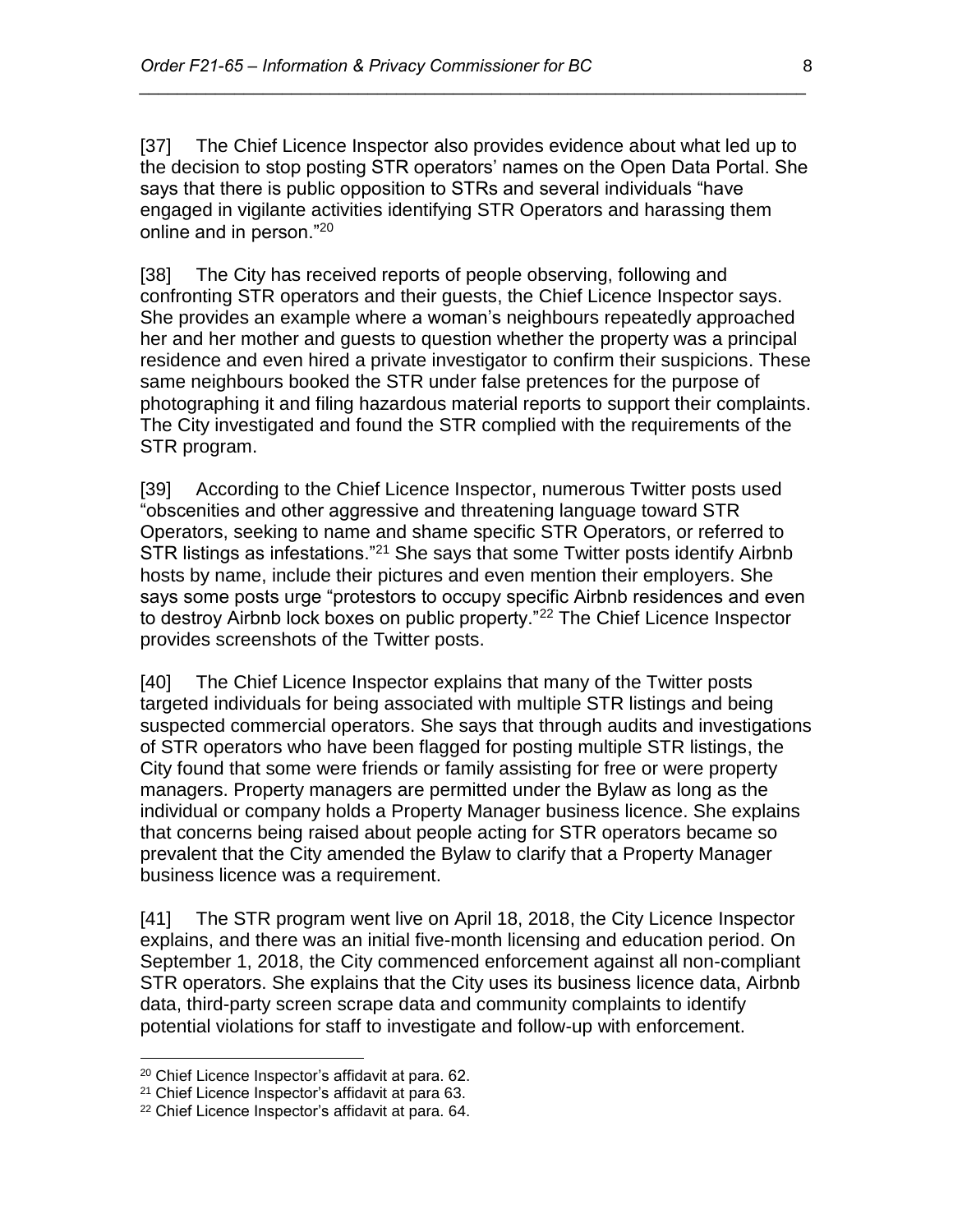[37] The Chief Licence Inspector also provides evidence about what led up to the decision to stop posting STR operators' names on the Open Data Portal. She says that there is public opposition to STRs and several individuals "have engaged in vigilante activities identifying STR Operators and harassing them online and in person."[20]

[38] The City has received reports of people observing, following and confronting STR operators and their guests, the Chief Licence Inspector says. She provides an example where a woman's neighbours repeatedly approached her and her mother and guests to question whether the property was a principal residence and even hired a private investigator to confirm their suspicions. These same neighbours booked the STR under false pretences for the purpose of photographing it and filing hazardous material reports to support their complaints. The City investigated and found the STR complied with the requirements of the STR program.

[39] According to the Chief Licence Inspector, numerous Twitter posts used "obscenities and other aggressive and threatening language toward STR Operators, seeking to name and shame specific STR Operators, or referred to STR listings as infestations."[21] She says that some Twitter posts identify Airbnb hosts by name, include their pictures and even mention their employers. She says some posts urge "protestors to occupy specific Airbnb residences and even to destroy Airbnb lock boxes on public property."[22] The Chief Licence Inspector provides screenshots of the Twitter posts.

[40] The Chief Licence Inspector explains that many of the Twitter posts targeted individuals for being associated with multiple STR listings and being suspected commercial operators. She says that through audits and investigations of STR operators who have been flagged for posting multiple STR listings, the City found that some were friends or family assisting for free or were property managers. Property managers are permitted under the Bylaw as long as the individual or company holds a Property Manager business licence. She explains that concerns being raised about people acting for STR operators became so prevalent that the City amended the Bylaw to clarify that a Property Manager business licence was a requirement.

[41] The STR program went live on April 18, 2018, the City Licence Inspector explains, and there was an initial five-month licensing and education period. On September 1, 2018, the City commenced enforcement against all non-compliant STR operators. She explains that the City uses its business licence data, Airbnb data, third-party screen scrape data and community complaints to identify potential violations for staff to investigate and follow-up with enforcement.

---

[20] Chief Licence Inspector's affidavit at para. 62.

[21] Chief Licence Inspector's affidavit at para 63.

[22] Chief Licence Inspector's affidavit at para. 64.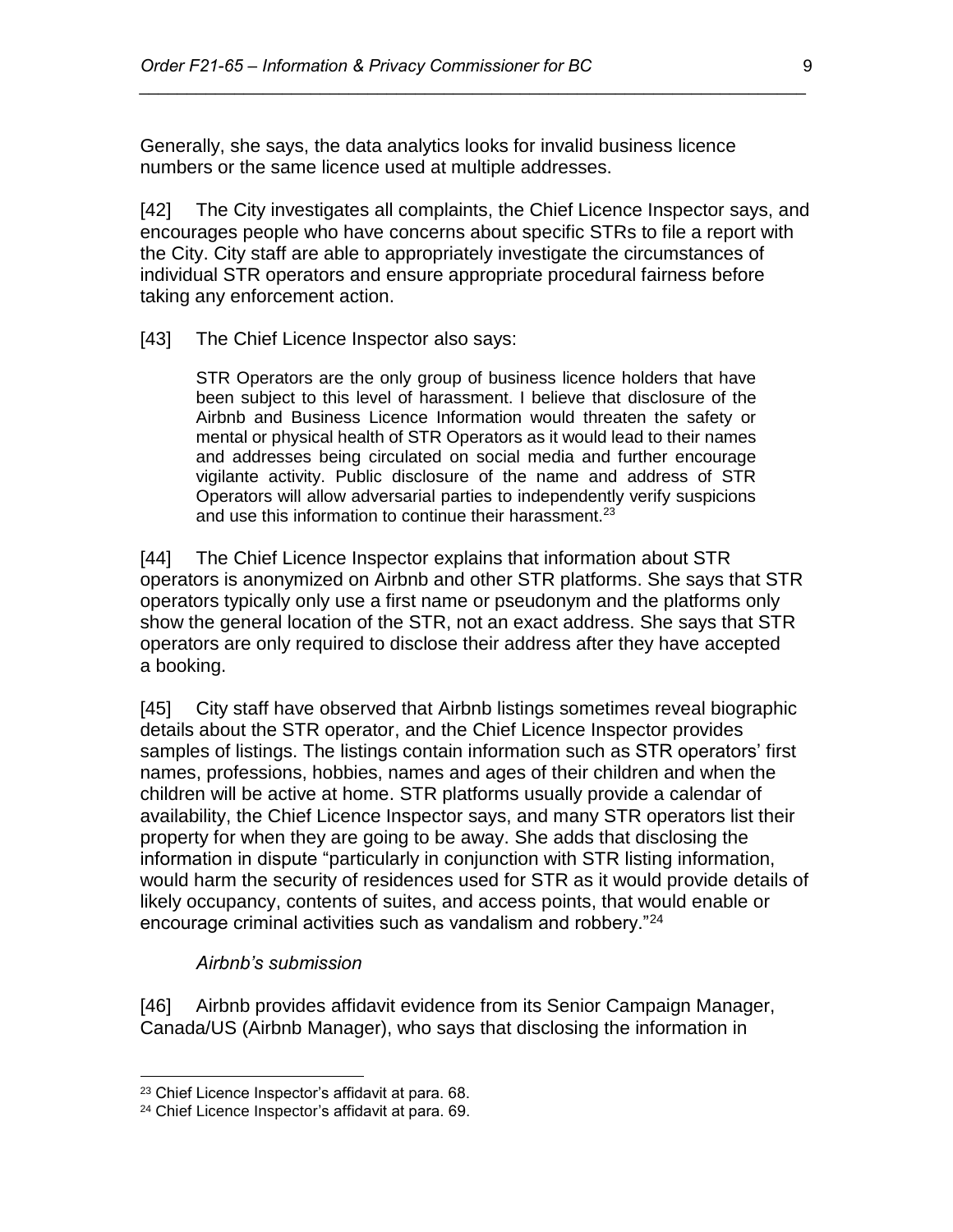Generally, she says, the data analytics looks for invalid business licence numbers or the same licence used at multiple addresses.

[42] The City investigates all complaints, the Chief Licence Inspector says, and encourages people who have concerns about specific STRs to file a report with the City. City staff are able to appropriately investigate the circumstances of individual STR operators and ensure appropriate procedural fairness before taking any enforcement action.

[43] The Chief Licence Inspector also says:

> STR Operators are the only group of business licence holders that have been subject to this level of harassment. I believe that disclosure of the Airbnb and Business Licence Information would threaten the safety or mental or physical health of STR Operators as it would lead to their names and addresses being circulated on social media and further encourage vigilante activity. Public disclosure of the name and address of STR Operators will allow adversarial parties to independently verify suspicions and use this information to continue their harassment.[23]

[44] The Chief Licence Inspector explains that information about STR operators is anonymized on Airbnb and other STR platforms. She says that STR operators typically only use a first name or pseudonym and the platforms only show the general location of the STR, not an exact address. She says that STR operators are only required to disclose their address after they have accepted a booking.

[45] City staff have observed that Airbnb listings sometimes reveal biographic details about the STR operator, and the Chief Licence Inspector provides samples of listings. The listings contain information such as STR operators' first names, professions, hobbies, names and ages of their children and when the children will be active at home. STR platforms usually provide a calendar of availability, the Chief Licence Inspector says, and many STR operators list their property for when they are going to be away. She adds that disclosing the information in dispute "particularly in conjunction with STR listing information, would harm the security of residences used for STR as it would provide details of likely occupancy, contents of suites, and access points, that would enable or encourage criminal activities such as vandalism and robbery."[24]

*Airbnb's submission*

[46] Airbnb provides affidavit evidence from its Senior Campaign Manager, Canada/US (Airbnb Manager), who says that disclosing the information in

---

[23] Chief Licence Inspector's affidavit at para. 68.

[24] Chief Licence Inspector's affidavit at para. 69.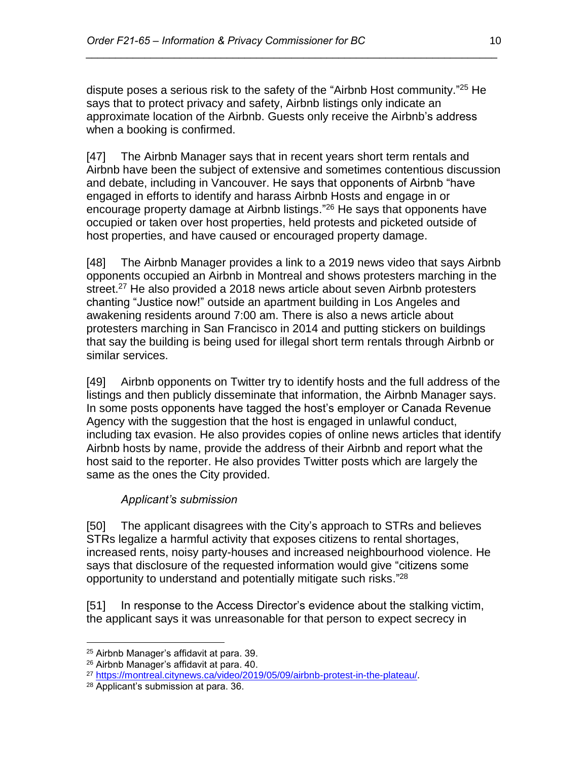dispute poses a serious risk to the safety of the "Airbnb Host community."[25] He says that to protect privacy and safety, Airbnb listings only indicate an approximate location of the Airbnb. Guests only receive the Airbnb's address when a booking is confirmed.

[47] The Airbnb Manager says that in recent years short term rentals and Airbnb have been the subject of extensive and sometimes contentious discussion and debate, including in Vancouver. He says that opponents of Airbnb "have engaged in efforts to identify and harass Airbnb Hosts and engage in or encourage property damage at Airbnb listings."[26] He says that opponents have occupied or taken over host properties, held protests and picketed outside of host properties, and have caused or encouraged property damage.

[48] The Airbnb Manager provides a link to a 2019 news video that says Airbnb opponents occupied an Airbnb in Montreal and shows protesters marching in the street.[27] He also provided a 2018 news article about seven Airbnb protesters chanting "Justice now!" outside an apartment building in Los Angeles and awakening residents around 7:00 am. There is also a news article about protesters marching in San Francisco in 2014 and putting stickers on buildings that say the building is being used for illegal short term rentals through Airbnb or similar services.

[49] Airbnb opponents on Twitter try to identify hosts and the full address of the listings and then publicly disseminate that information, the Airbnb Manager says. In some posts opponents have tagged the host's employer or Canada Revenue Agency with the suggestion that the host is engaged in unlawful conduct, including tax evasion. He also provides copies of online news articles that identify Airbnb hosts by name, provide the address of their Airbnb and report what the host said to the reporter. He also provides Twitter posts which are largely the same as the ones the City provided.

*Applicant's submission*

[50] The applicant disagrees with the City's approach to STRs and believes STRs legalize a harmful activity that exposes citizens to rental shortages, increased rents, noisy party-houses and increased neighbourhood violence. He says that disclosure of the requested information would give "citizens some opportunity to understand and potentially mitigate such risks."[28]

[51] In response to the Access Director's evidence about the stalking victim, the applicant says it was unreasonable for that person to expect secrecy in

---

[25] Airbnb Manager's affidavit at para. 39.

[26] Airbnb Manager's affidavit at para. 40.

[27] https://montreal.citynews.ca/video/2019/05/09/airbnb-protest-in-the-plateau/.

[28] Applicant's submission at para. 36.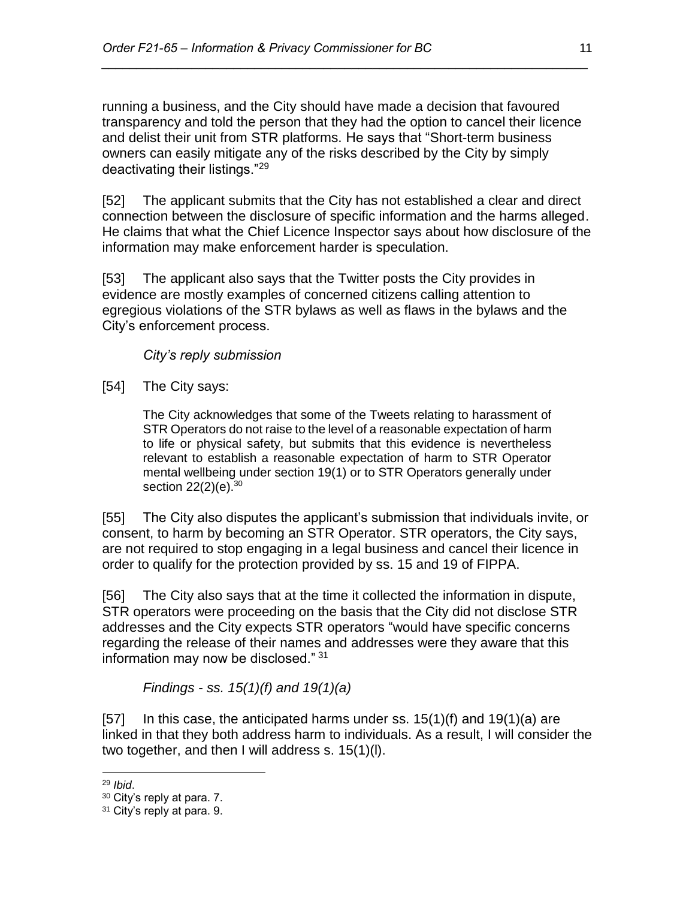running a business, and the City should have made a decision that favoured transparency and told the person that they had the option to cancel their licence and delist their unit from STR platforms. He says that "Short-term business owners can easily mitigate any of the risks described by the City by simply deactivating their listings."[29]

[52] The applicant submits that the City has not established a clear and direct connection between the disclosure of specific information and the harms alleged. He claims that what the Chief Licence Inspector says about how disclosure of the information may make enforcement harder is speculation.

[53] The applicant also says that the Twitter posts the City provides in evidence are mostly examples of concerned citizens calling attention to egregious violations of the STR bylaws as well as flaws in the bylaws and the City's enforcement process.

*City's reply submission*

[54] The City says:

> The City acknowledges that some of the Tweets relating to harassment of STR Operators do not raise to the level of a reasonable expectation of harm to life or physical safety, but submits that this evidence is nevertheless relevant to establish a reasonable expectation of harm to STR Operator mental wellbeing under section 19(1) or to STR Operators generally under section 22(2)(e).[30]

[55] The City also disputes the applicant's submission that individuals invite, or consent, to harm by becoming an STR Operator. STR operators, the City says, are not required to stop engaging in a legal business and cancel their licence in order to qualify for the protection provided by ss. 15 and 19 of FIPPA.

[56] The City also says that at the time it collected the information in dispute, STR operators were proceeding on the basis that the City did not disclose STR addresses and the City expects STR operators "would have specific concerns regarding the release of their names and addresses were they aware that this information may now be disclosed." [31]

*Findings - ss. 15(1)(f) and 19(1)(a)*

[57] In this case, the anticipated harms under ss. 15(1)(f) and 19(1)(a) are linked in that they both address harm to individuals. As a result, I will consider the two together, and then I will address s. 15(1)(l).

---

[29] *Ibid*.

[30] City's reply at para. 7.

[31] City's reply at para. 9.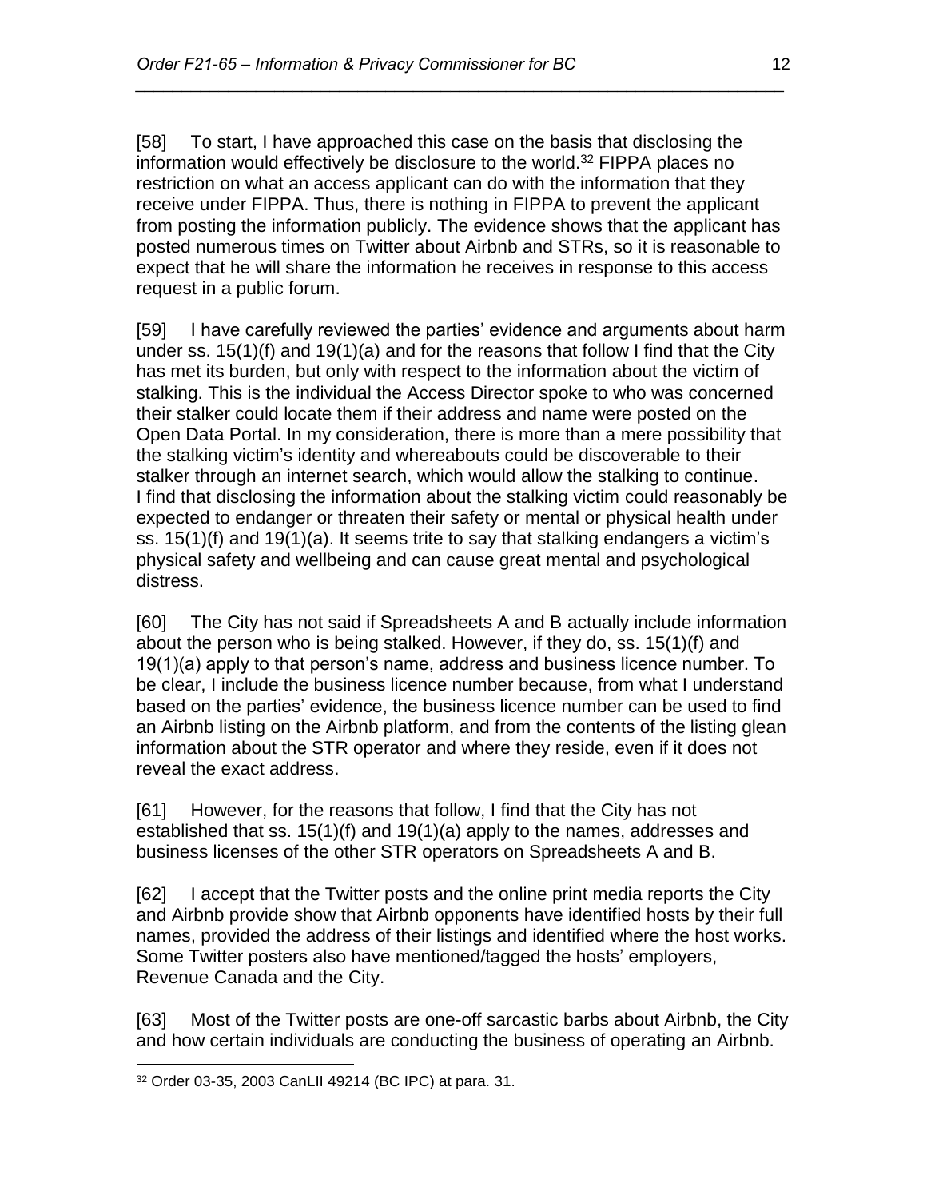[58] To start, I have approached this case on the basis that disclosing the information would effectively be disclosure to the world.[32] FIPPA places no restriction on what an access applicant can do with the information that they receive under FIPPA. Thus, there is nothing in FIPPA to prevent the applicant from posting the information publicly. The evidence shows that the applicant has posted numerous times on Twitter about Airbnb and STRs, so it is reasonable to expect that he will share the information he receives in response to this access request in a public forum.

[59] I have carefully reviewed the parties' evidence and arguments about harm under ss. 15(1)(f) and 19(1)(a) and for the reasons that follow I find that the City has met its burden, but only with respect to the information about the victim of stalking. This is the individual the Access Director spoke to who was concerned their stalker could locate them if their address and name were posted on the Open Data Portal. In my consideration, there is more than a mere possibility that the stalking victim's identity and whereabouts could be discoverable to their stalker through an internet search, which would allow the stalking to continue. I find that disclosing the information about the stalking victim could reasonably be expected to endanger or threaten their safety or mental or physical health under ss. 15(1)(f) and 19(1)(a). It seems trite to say that stalking endangers a victim's physical safety and wellbeing and can cause great mental and psychological distress.

[60] The City has not said if Spreadsheets A and B actually include information about the person who is being stalked. However, if they do, ss. 15(1)(f) and 19(1)(a) apply to that person's name, address and business licence number. To be clear, I include the business licence number because, from what I understand based on the parties' evidence, the business licence number can be used to find an Airbnb listing on the Airbnb platform, and from the contents of the listing glean information about the STR operator and where they reside, even if it does not reveal the exact address.

[61] However, for the reasons that follow, I find that the City has not established that ss. 15(1)(f) and 19(1)(a) apply to the names, addresses and business licenses of the other STR operators on Spreadsheets A and B.

[62] I accept that the Twitter posts and the online print media reports the City and Airbnb provide show that Airbnb opponents have identified hosts by their full names, provided the address of their listings and identified where the host works. Some Twitter posters also have mentioned/tagged the hosts' employers, Revenue Canada and the City.

[63] Most of the Twitter posts are one-off sarcastic barbs about Airbnb, the City and how certain individuals are conducting the business of operating an Airbnb.

---

[32] Order 03-35, 2003 CanLII 49214 (BC IPC) at para. 31.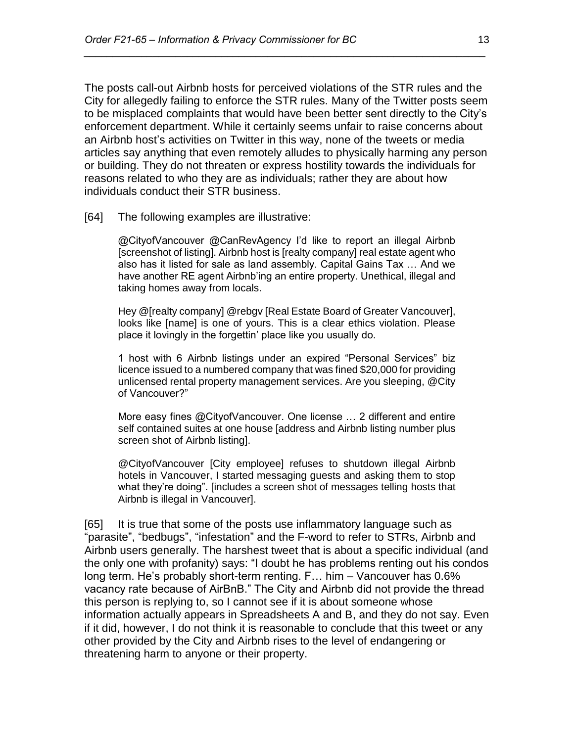The posts call-out Airbnb hosts for perceived violations of the STR rules and the City for allegedly failing to enforce the STR rules. Many of the Twitter posts seem to be misplaced complaints that would have been better sent directly to the City's enforcement department. While it certainly seems unfair to raise concerns about an Airbnb host's activities on Twitter in this way, none of the tweets or media articles say anything that even remotely alludes to physically harming any person or building. They do not threaten or express hostility towards the individuals for reasons related to who they are as individuals; rather they are about how individuals conduct their STR business.

[64] The following examples are illustrative:

> @CityofVancouver @CanRevAgency I'd like to report an illegal Airbnb [screenshot of listing]. Airbnb host is [realty company] real estate agent who also has it listed for sale as land assembly. Capital Gains Tax … And we have another RE agent Airbnb'ing an entire property. Unethical, illegal and taking homes away from locals.
>
> Hey @[realty company] @rebgv [Real Estate Board of Greater Vancouver], looks like [name] is one of yours. This is a clear ethics violation. Please place it lovingly in the forgettin' place like you usually do.
>
> 1 host with 6 Airbnb listings under an expired "Personal Services" biz licence issued to a numbered company that was fined $20,000 for providing unlicensed rental property management services. Are you sleeping, @City of Vancouver?"
>
> More easy fines @CityofVancouver. One license … 2 different and entire self contained suites at one house [address and Airbnb listing number plus screen shot of Airbnb listing].
>
> @CityofVancouver [City employee] refuses to shutdown illegal Airbnb hotels in Vancouver, I started messaging guests and asking them to stop what they're doing". [includes a screen shot of messages telling hosts that Airbnb is illegal in Vancouver].

[65] It is true that some of the posts use inflammatory language such as "parasite", "bedbugs", "infestation" and the F-word to refer to STRs, Airbnb and Airbnb users generally. The harshest tweet that is about a specific individual (and the only one with profanity) says: "I doubt he has problems renting out his condos long term. He's probably short-term renting. F… him – Vancouver has 0.6% vacancy rate because of AirBnB." The City and Airbnb did not provide the thread this person is replying to, so I cannot see if it is about someone whose information actually appears in Spreadsheets A and B, and they do not say. Even if it did, however, I do not think it is reasonable to conclude that this tweet or any other provided by the City and Airbnb rises to the level of endangering or threatening harm to anyone or their property.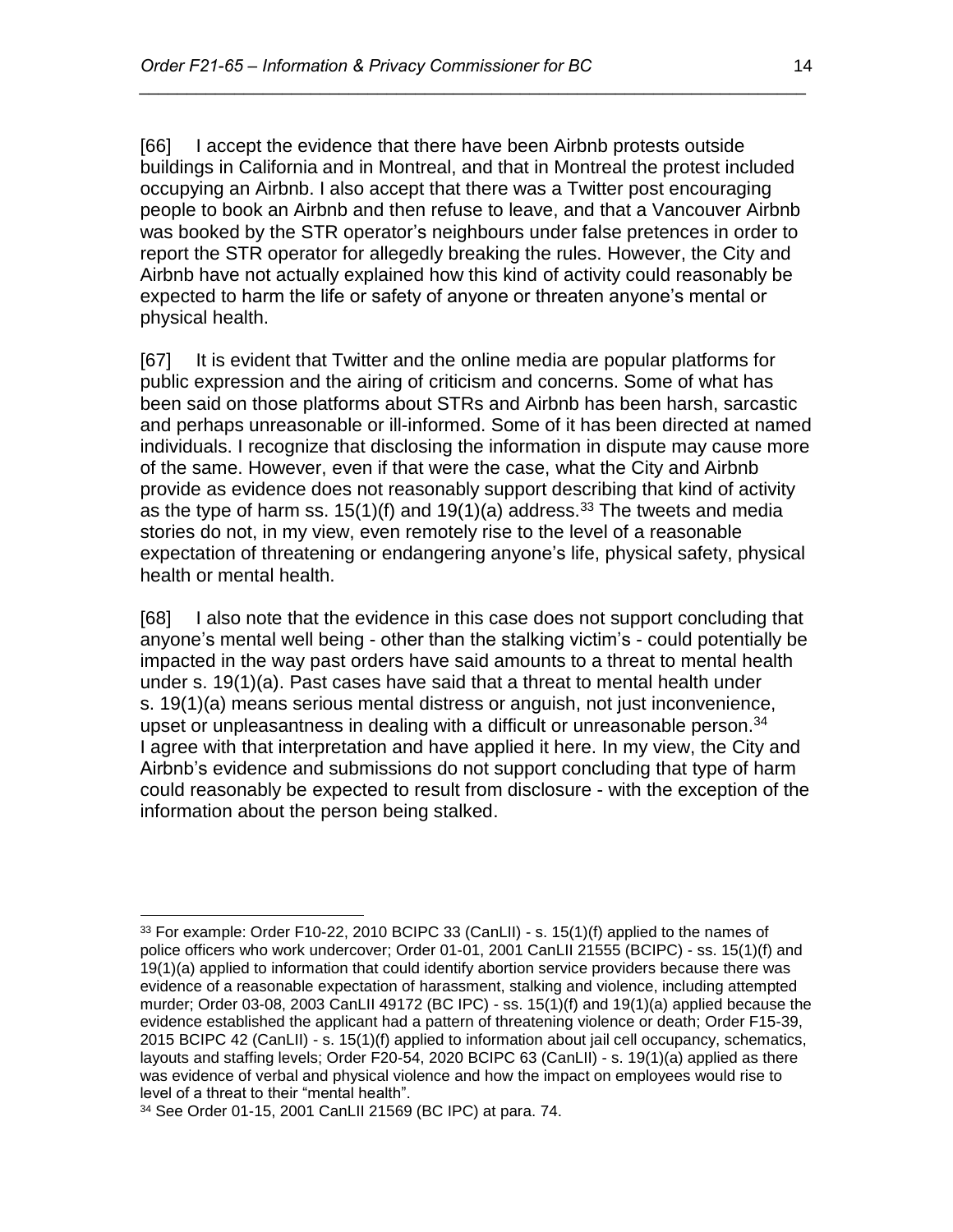[66] I accept the evidence that there have been Airbnb protests outside buildings in California and in Montreal, and that in Montreal the protest included occupying an Airbnb. I also accept that there was a Twitter post encouraging people to book an Airbnb and then refuse to leave, and that a Vancouver Airbnb was booked by the STR operator's neighbours under false pretences in order to report the STR operator for allegedly breaking the rules. However, the City and Airbnb have not actually explained how this kind of activity could reasonably be expected to harm the life or safety of anyone or threaten anyone's mental or physical health.

[67] It is evident that Twitter and the online media are popular platforms for public expression and the airing of criticism and concerns. Some of what has been said on those platforms about STRs and Airbnb has been harsh, sarcastic and perhaps unreasonable or ill-informed. Some of it has been directed at named individuals. I recognize that disclosing the information in dispute may cause more of the same. However, even if that were the case, what the City and Airbnb provide as evidence does not reasonably support describing that kind of activity as the type of harm ss. 15(1)(f) and 19(1)(a) address.[33] The tweets and media stories do not, in my view, even remotely rise to the level of a reasonable expectation of threatening or endangering anyone's life, physical safety, physical health or mental health.

[68] I also note that the evidence in this case does not support concluding that anyone's mental well being - other than the stalking victim's - could potentially be impacted in the way past orders have said amounts to a threat to mental health under s. 19(1)(a). Past cases have said that a threat to mental health under s. 19(1)(a) means serious mental distress or anguish, not just inconvenience, upset or unpleasantness in dealing with a difficult or unreasonable person.[34] I agree with that interpretation and have applied it here. In my view, the City and Airbnb's evidence and submissions do not support concluding that type of harm could reasonably be expected to result from disclosure - with the exception of the information about the person being stalked.

---

[33] For example: Order F10-22, 2010 BCIPC 33 (CanLII) - s. 15(1)(f) applied to the names of police officers who work undercover; Order 01-01, 2001 CanLII 21555 (BCIPC) - ss. 15(1)(f) and 19(1)(a) applied to information that could identify abortion service providers because there was evidence of a reasonable expectation of harassment, stalking and violence, including attempted murder; Order 03-08, 2003 CanLII 49172 (BC IPC) - ss. 15(1)(f) and 19(1)(a) applied because the evidence established the applicant had a pattern of threatening violence or death; Order F15-39, 2015 BCIPC 42 (CanLII) - s. 15(1)(f) applied to information about jail cell occupancy, schematics, layouts and staffing levels; Order F20-54, 2020 BCIPC 63 (CanLII) - s. 19(1)(a) applied as there was evidence of verbal and physical violence and how the impact on employees would rise to level of a threat to their "mental health".

[34] See Order 01-15, 2001 CanLII 21569 (BC IPC) at para. 74.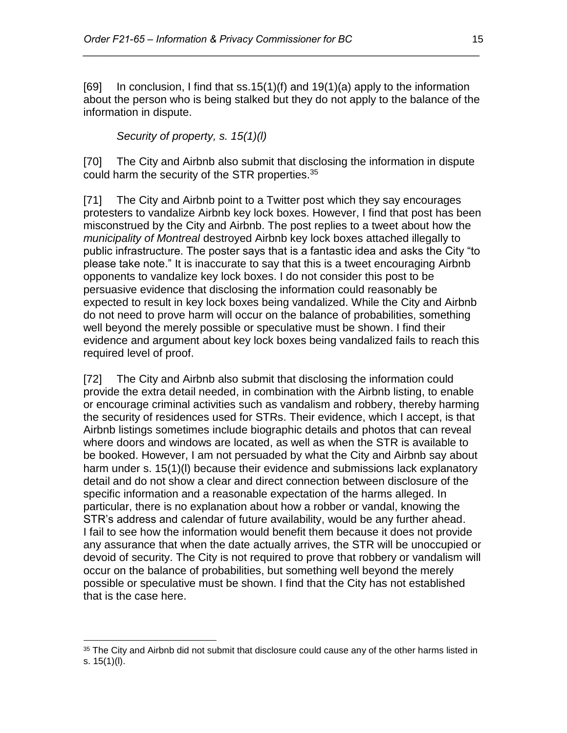[69] In conclusion, I find that ss.15(1)(f) and 19(1)(a) apply to the information about the person who is being stalked but they do not apply to the balance of the information in dispute.

*Security of property, s. 15(1)(l)*

[70] The City and Airbnb also submit that disclosing the information in dispute could harm the security of the STR properties.[35]

[71] The City and Airbnb point to a Twitter post which they say encourages protesters to vandalize Airbnb key lock boxes. However, I find that post has been misconstrued by the City and Airbnb. The post replies to a tweet about how the *municipality of Montreal* destroyed Airbnb key lock boxes attached illegally to public infrastructure. The poster says that is a fantastic idea and asks the City "to please take note." It is inaccurate to say that this is a tweet encouraging Airbnb opponents to vandalize key lock boxes. I do not consider this post to be persuasive evidence that disclosing the information could reasonably be expected to result in key lock boxes being vandalized. While the City and Airbnb do not need to prove harm will occur on the balance of probabilities, something well beyond the merely possible or speculative must be shown. I find their evidence and argument about key lock boxes being vandalized fails to reach this required level of proof.

[72] The City and Airbnb also submit that disclosing the information could provide the extra detail needed, in combination with the Airbnb listing, to enable or encourage criminal activities such as vandalism and robbery, thereby harming the security of residences used for STRs. Their evidence, which I accept, is that Airbnb listings sometimes include biographic details and photos that can reveal where doors and windows are located, as well as when the STR is available to be booked. However, I am not persuaded by what the City and Airbnb say about harm under s. 15(1)(l) because their evidence and submissions lack explanatory detail and do not show a clear and direct connection between disclosure of the specific information and a reasonable expectation of the harms alleged. In particular, there is no explanation about how a robber or vandal, knowing the STR's address and calendar of future availability, would be any further ahead. I fail to see how the information would benefit them because it does not provide any assurance that when the date actually arrives, the STR will be unoccupied or devoid of security. The City is not required to prove that robbery or vandalism will occur on the balance of probabilities, but something well beyond the merely possible or speculative must be shown. I find that the City has not established that is the case here.

---

[35] The City and Airbnb did not submit that disclosure could cause any of the other harms listed in s. 15(1)(l).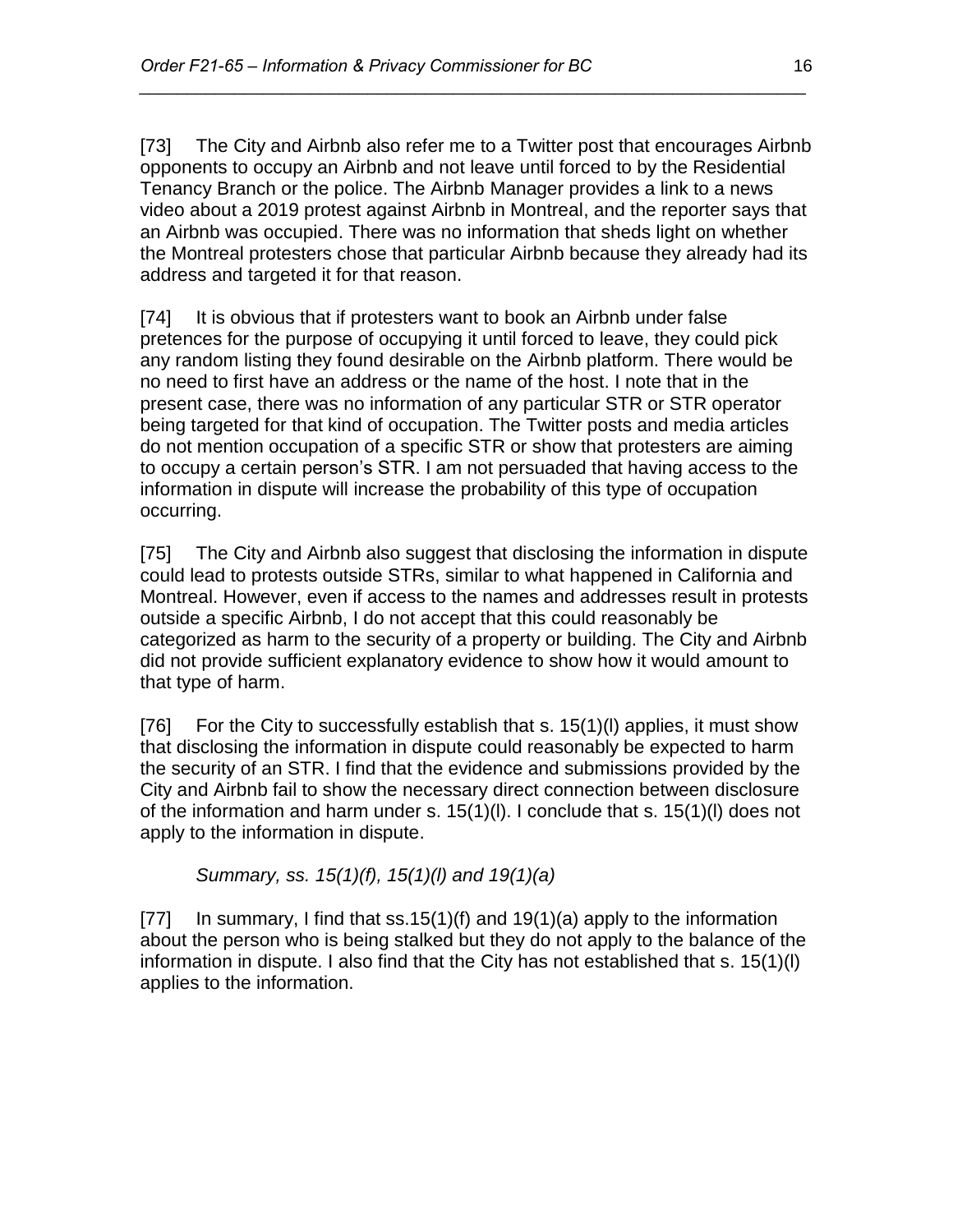[73] The City and Airbnb also refer me to a Twitter post that encourages Airbnb opponents to occupy an Airbnb and not leave until forced to by the Residential Tenancy Branch or the police. The Airbnb Manager provides a link to a news video about a 2019 protest against Airbnb in Montreal, and the reporter says that an Airbnb was occupied. There was no information that sheds light on whether the Montreal protesters chose that particular Airbnb because they already had its address and targeted it for that reason.

[74] It is obvious that if protesters want to book an Airbnb under false pretences for the purpose of occupying it until forced to leave, they could pick any random listing they found desirable on the Airbnb platform. There would be no need to first have an address or the name of the host. I note that in the present case, there was no information of any particular STR or STR operator being targeted for that kind of occupation. The Twitter posts and media articles do not mention occupation of a specific STR or show that protesters are aiming to occupy a certain person's STR. I am not persuaded that having access to the information in dispute will increase the probability of this type of occupation occurring.

[75] The City and Airbnb also suggest that disclosing the information in dispute could lead to protests outside STRs, similar to what happened in California and Montreal. However, even if access to the names and addresses result in protests outside a specific Airbnb, I do not accept that this could reasonably be categorized as harm to the security of a property or building. The City and Airbnb did not provide sufficient explanatory evidence to show how it would amount to that type of harm.

[76] For the City to successfully establish that s. 15(1)(l) applies, it must show that disclosing the information in dispute could reasonably be expected to harm the security of an STR. I find that the evidence and submissions provided by the City and Airbnb fail to show the necessary direct connection between disclosure of the information and harm under s. 15(1)(l). I conclude that s. 15(1)(l) does not apply to the information in dispute.

*Summary, ss. 15(1)(f), 15(1)(l) and 19(1)(a)*

[77] In summary, I find that ss.15(1)(f) and 19(1)(a) apply to the information about the person who is being stalked but they do not apply to the balance of the information in dispute. I also find that the City has not established that s. 15(1)(l) applies to the information.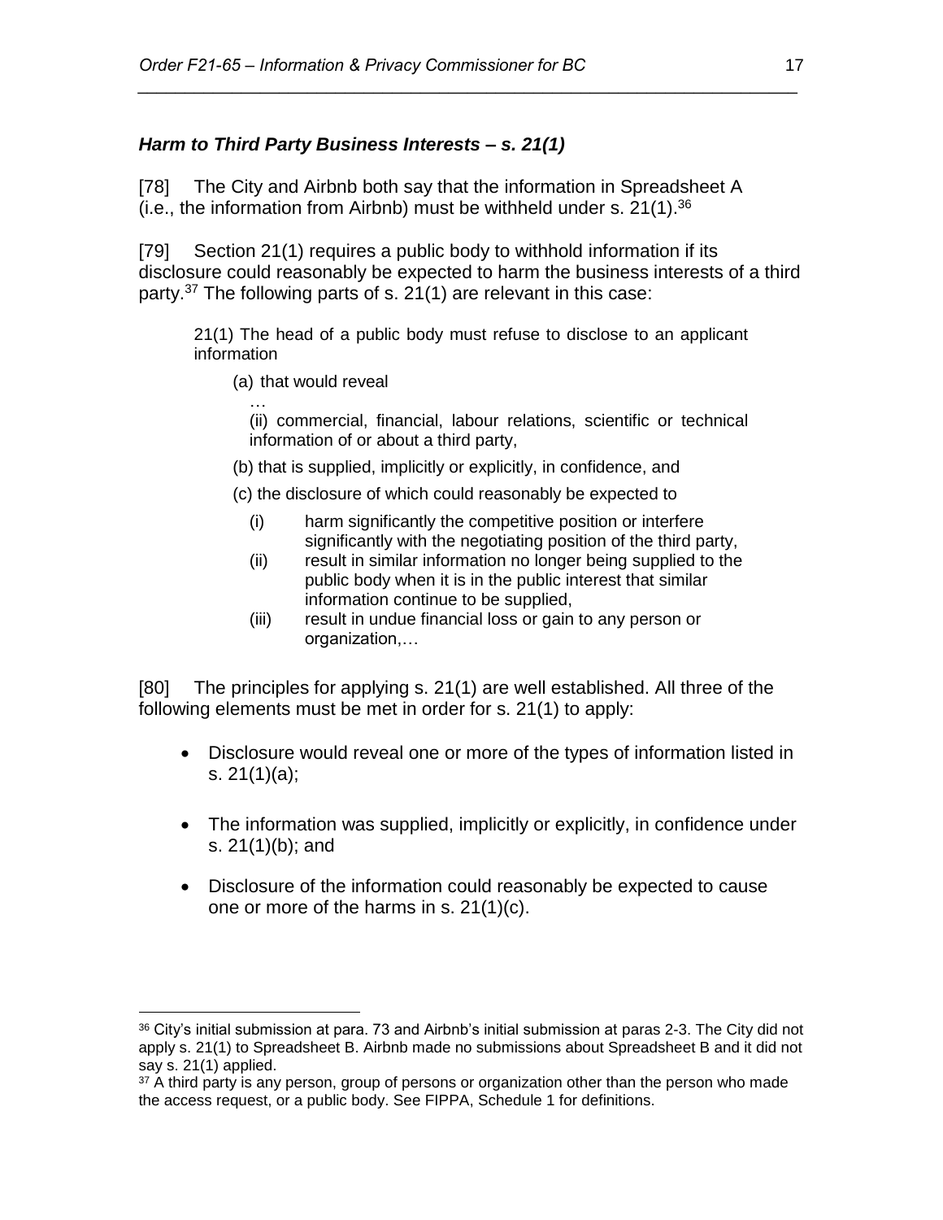### *Harm to Third Party Business Interests – s. 21(1)*

[78] The City and Airbnb both say that the information in Spreadsheet A (i.e., the information from Airbnb) must be withheld under s. 21(1).[36]

[79] Section 21(1) requires a public body to withhold information if its disclosure could reasonably be expected to harm the business interests of a third party.[37] The following parts of s. 21(1) are relevant in this case:

> 21(1) The head of a public body must refuse to disclose to an applicant information
>
> (a) that would reveal
>
> …
>
> (ii) commercial, financial, labour relations, scientific or technical information of or about a third party,
>
> (b) that is supplied, implicitly or explicitly, in confidence, and
>
> (c) the disclosure of which could reasonably be expected to
>
> (i) harm significantly the competitive position or interfere significantly with the negotiating position of the third party,
>
> (ii) result in similar information no longer being supplied to the public body when it is in the public interest that similar information continue to be supplied,
>
> (iii) result in undue financial loss or gain to any person or organization,…

[80] The principles for applying s. 21(1) are well established. All three of the following elements must be met in order for s. 21(1) to apply:

- Disclosure would reveal one or more of the types of information listed in s. 21(1)(a);
- The information was supplied, implicitly or explicitly, in confidence under s. 21(1)(b); and
- Disclosure of the information could reasonably be expected to cause one or more of the harms in s. 21(1)(c).

---

[36] City's initial submission at para. 73 and Airbnb's initial submission at paras 2-3. The City did not apply s. 21(1) to Spreadsheet B. Airbnb made no submissions about Spreadsheet B and it did not say s. 21(1) applied.

[37] A third party is any person, group of persons or organization other than the person who made the access request, or a public body. See FIPPA, Schedule 1 for definitions.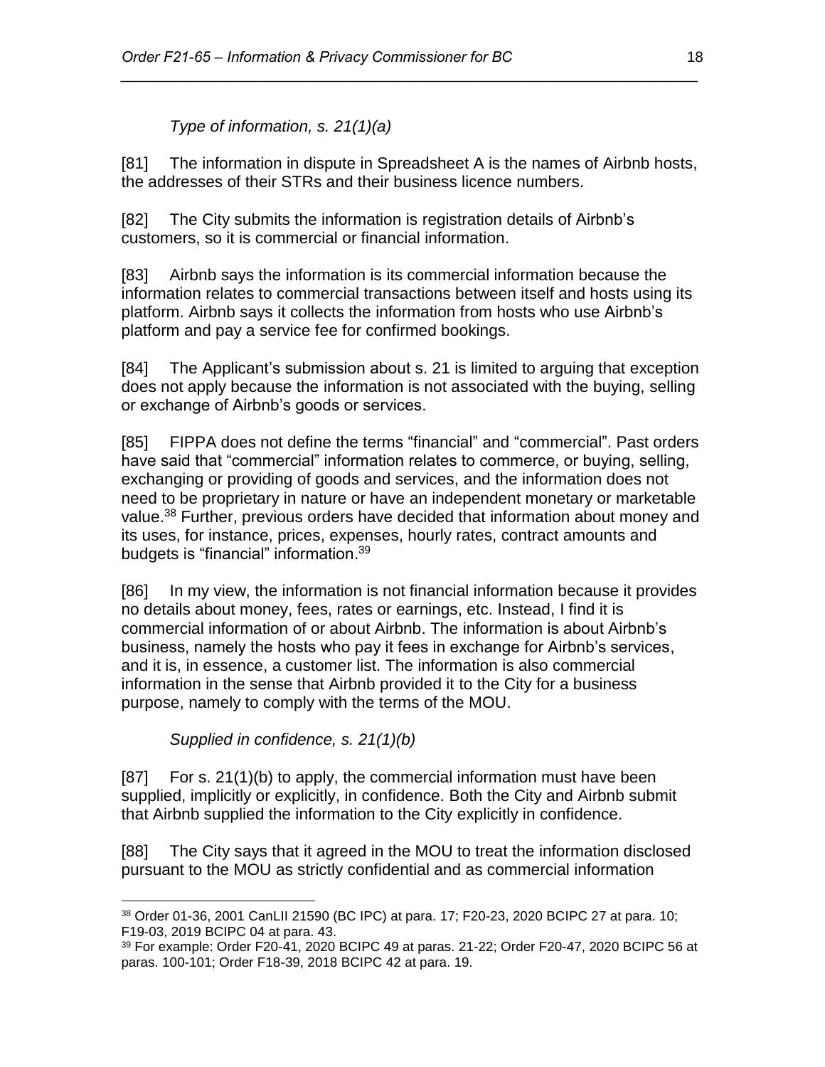*Type of information, s. 21(1)(a)*

[81] The information in dispute in Spreadsheet A is the names of Airbnb hosts, the addresses of their STRs and their business licence numbers.

[82] The City submits the information is registration details of Airbnb's customers, so it is commercial or financial information.

[83] Airbnb says the information is its commercial information because the information relates to commercial transactions between itself and hosts using its platform. Airbnb says it collects the information from hosts who use Airbnb's platform and pay a service fee for confirmed bookings.

[84] The Applicant's submission about s. 21 is limited to arguing that exception does not apply because the information is not associated with the buying, selling or exchange of Airbnb's goods or services.

[85] FIPPA does not define the terms "financial" and "commercial". Past orders have said that "commercial" information relates to commerce, or buying, selling, exchanging or providing of goods and services, and the information does not need to be proprietary in nature or have an independent monetary or marketable value.[38] Further, previous orders have decided that information about money and its uses, for instance, prices, expenses, hourly rates, contract amounts and budgets is "financial" information.[39]

[86] In my view, the information is not financial information because it provides no details about money, fees, rates or earnings, etc. Instead, I find it is commercial information of or about Airbnb. The information is about Airbnb's business, namely the hosts who pay it fees in exchange for Airbnb's services, and it is, in essence, a customer list. The information is also commercial information in the sense that Airbnb provided it to the City for a business purpose, namely to comply with the terms of the MOU.

*Supplied in confidence, s. 21(1)(b)*

[87] For s. 21(1)(b) to apply, the commercial information must have been supplied, implicitly or explicitly, in confidence. Both the City and Airbnb submit that Airbnb supplied the information to the City explicitly in confidence.

[88] The City says that it agreed in the MOU to treat the information disclosed pursuant to the MOU as strictly confidential and as commercial information

---

[38] Order 01-36, 2001 CanLII 21590 (BC IPC) at para. 17; F20-23, 2020 BCIPC 27 at para. 10; F19-03, 2019 BCIPC 04 at para. 43.

[39] For example: Order F20-41, 2020 BCIPC 49 at paras. 21-22; Order F20-47, 2020 BCIPC 56 at paras. 100-101; Order F18-39, 2018 BCIPC 42 at para. 19.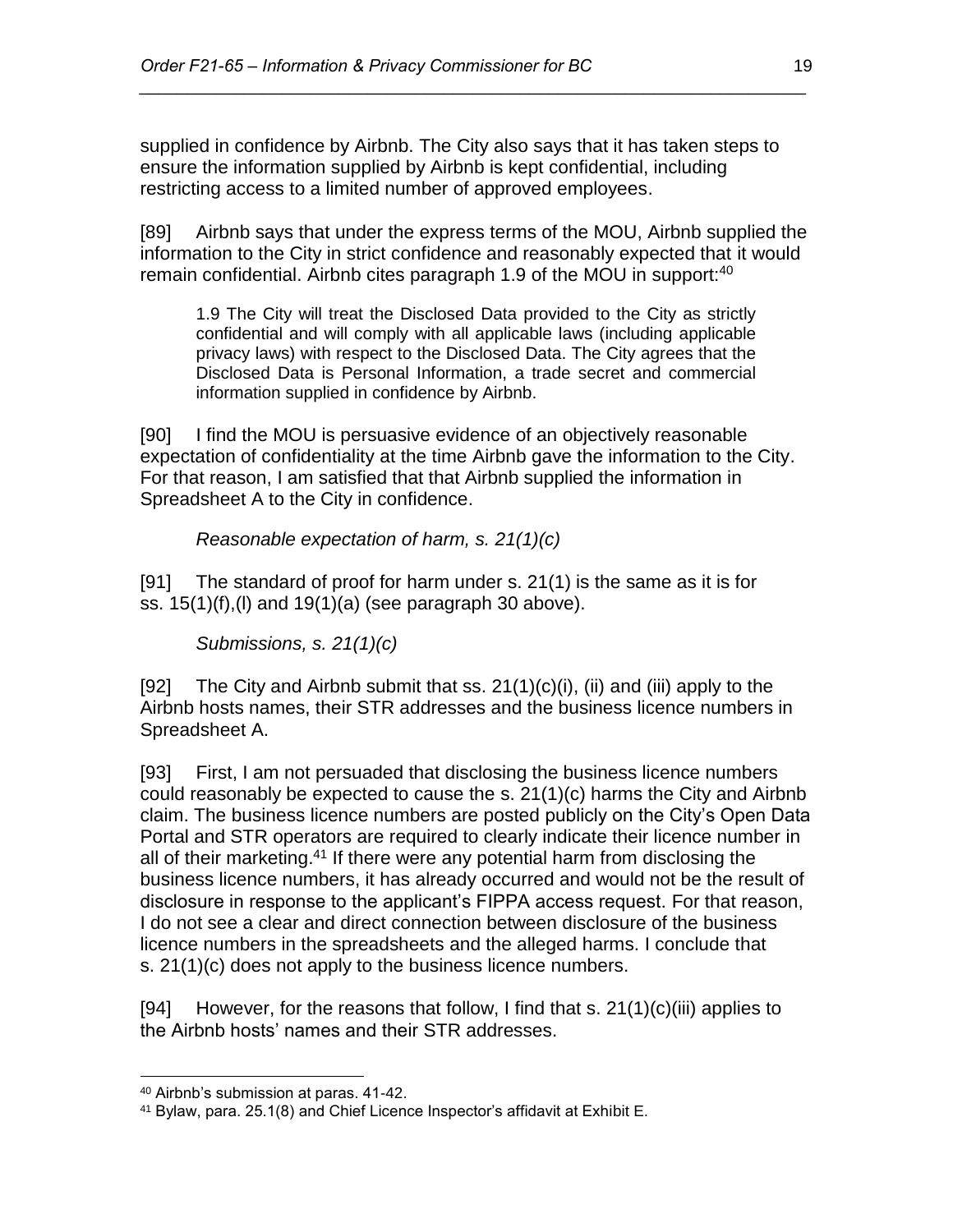supplied in confidence by Airbnb. The City also says that it has taken steps to ensure the information supplied by Airbnb is kept confidential, including restricting access to a limited number of approved employees.

[89] Airbnb says that under the express terms of the MOU, Airbnb supplied the information to the City in strict confidence and reasonably expected that it would remain confidential. Airbnb cites paragraph 1.9 of the MOU in support:[40]

> 1.9 The City will treat the Disclosed Data provided to the City as strictly confidential and will comply with all applicable laws (including applicable privacy laws) with respect to the Disclosed Data. The City agrees that the Disclosed Data is Personal Information, a trade secret and commercial information supplied in confidence by Airbnb.

[90] I find the MOU is persuasive evidence of an objectively reasonable expectation of confidentiality at the time Airbnb gave the information to the City. For that reason, I am satisfied that that Airbnb supplied the information in Spreadsheet A to the City in confidence.

*Reasonable expectation of harm, s. 21(1)(c)*

[91] The standard of proof for harm under s. 21(1) is the same as it is for ss. 15(1)(f),(l) and 19(1)(a) (see paragraph 30 above).

*Submissions, s. 21(1)(c)*

[92] The City and Airbnb submit that ss. 21(1)(c)(i), (ii) and (iii) apply to the Airbnb hosts names, their STR addresses and the business licence numbers in Spreadsheet A.

[93] First, I am not persuaded that disclosing the business licence numbers could reasonably be expected to cause the s. 21(1)(c) harms the City and Airbnb claim. The business licence numbers are posted publicly on the City's Open Data Portal and STR operators are required to clearly indicate their licence number in all of their marketing.[41] If there were any potential harm from disclosing the business licence numbers, it has already occurred and would not be the result of disclosure in response to the applicant's FIPPA access request. For that reason, I do not see a clear and direct connection between disclosure of the business licence numbers in the spreadsheets and the alleged harms. I conclude that s. 21(1)(c) does not apply to the business licence numbers.

[94] However, for the reasons that follow, I find that s. 21(1)(c)(iii) applies to the Airbnb hosts' names and their STR addresses.

---

[40] Airbnb's submission at paras. 41-42.

[41] Bylaw, para. 25.1(8) and Chief Licence Inspector's affidavit at Exhibit E.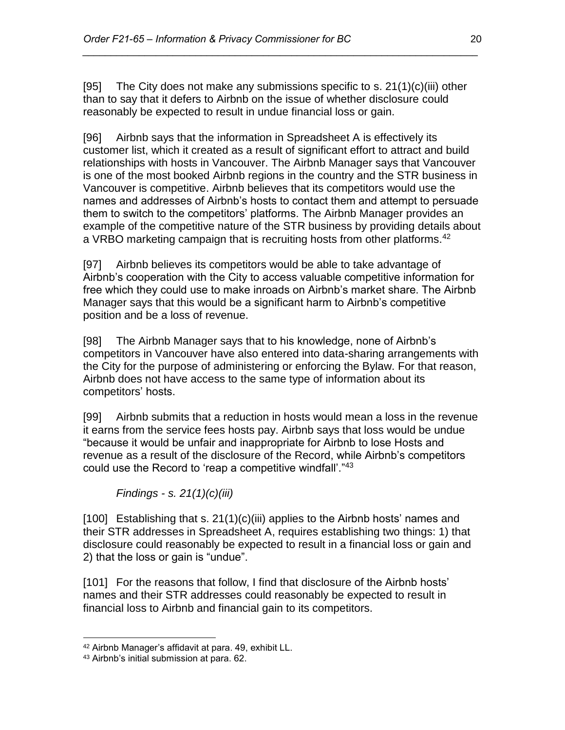[95] The City does not make any submissions specific to s. 21(1)(c)(iii) other than to say that it defers to Airbnb on the issue of whether disclosure could reasonably be expected to result in undue financial loss or gain.

[96] Airbnb says that the information in Spreadsheet A is effectively its customer list, which it created as a result of significant effort to attract and build relationships with hosts in Vancouver. The Airbnb Manager says that Vancouver is one of the most booked Airbnb regions in the country and the STR business in Vancouver is competitive. Airbnb believes that its competitors would use the names and addresses of Airbnb's hosts to contact them and attempt to persuade them to switch to the competitors' platforms. The Airbnb Manager provides an example of the competitive nature of the STR business by providing details about a VRBO marketing campaign that is recruiting hosts from other platforms.[42]

[97] Airbnb believes its competitors would be able to take advantage of Airbnb's cooperation with the City to access valuable competitive information for free which they could use to make inroads on Airbnb's market share. The Airbnb Manager says that this would be a significant harm to Airbnb's competitive position and be a loss of revenue.

[98] The Airbnb Manager says that to his knowledge, none of Airbnb's competitors in Vancouver have also entered into data-sharing arrangements with the City for the purpose of administering or enforcing the Bylaw. For that reason, Airbnb does not have access to the same type of information about its competitors' hosts.

[99] Airbnb submits that a reduction in hosts would mean a loss in the revenue it earns from the service fees hosts pay. Airbnb says that loss would be undue "because it would be unfair and inappropriate for Airbnb to lose Hosts and revenue as a result of the disclosure of the Record, while Airbnb's competitors could use the Record to 'reap a competitive windfall'."[43]

*Findings - s. 21(1)(c)(iii)*

[100] Establishing that s. 21(1)(c)(iii) applies to the Airbnb hosts' names and their STR addresses in Spreadsheet A, requires establishing two things: 1) that disclosure could reasonably be expected to result in a financial loss or gain and 2) that the loss or gain is "undue".

[101] For the reasons that follow, I find that disclosure of the Airbnb hosts' names and their STR addresses could reasonably be expected to result in financial loss to Airbnb and financial gain to its competitors.

---

[42] Airbnb Manager's affidavit at para. 49, exhibit LL.

[43] Airbnb's initial submission at para. 62.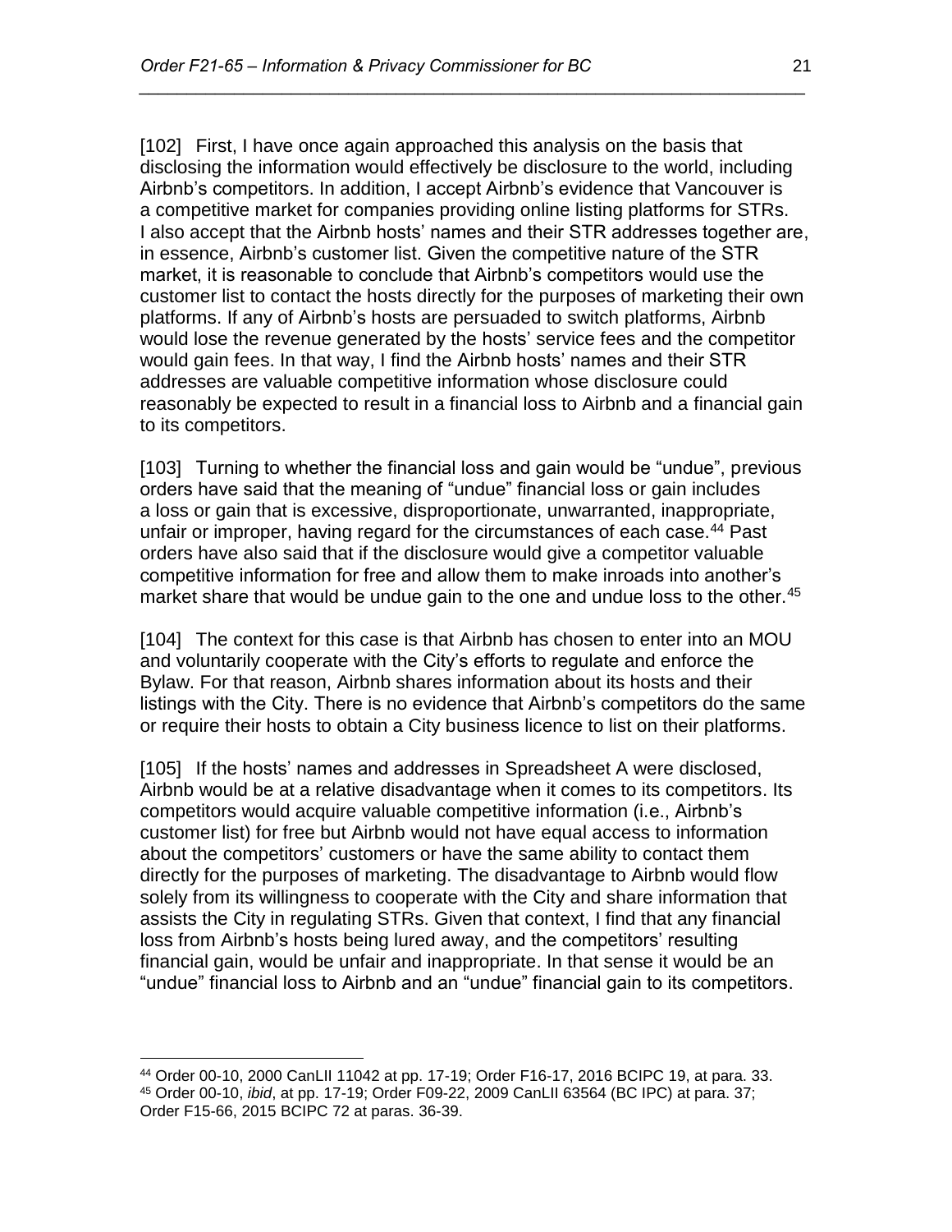[102] First, I have once again approached this analysis on the basis that disclosing the information would effectively be disclosure to the world, including Airbnb's competitors. In addition, I accept Airbnb's evidence that Vancouver is a competitive market for companies providing online listing platforms for STRs. I also accept that the Airbnb hosts' names and their STR addresses together are, in essence, Airbnb's customer list. Given the competitive nature of the STR market, it is reasonable to conclude that Airbnb's competitors would use the customer list to contact the hosts directly for the purposes of marketing their own platforms. If any of Airbnb's hosts are persuaded to switch platforms, Airbnb would lose the revenue generated by the hosts' service fees and the competitor would gain fees. In that way, I find the Airbnb hosts' names and their STR addresses are valuable competitive information whose disclosure could reasonably be expected to result in a financial loss to Airbnb and a financial gain to its competitors.

[103] Turning to whether the financial loss and gain would be "undue", previous orders have said that the meaning of "undue" financial loss or gain includes a loss or gain that is excessive, disproportionate, unwarranted, inappropriate, unfair or improper, having regard for the circumstances of each case.[44] Past orders have also said that if the disclosure would give a competitor valuable competitive information for free and allow them to make inroads into another's market share that would be undue gain to the one and undue loss to the other.[45]

[104] The context for this case is that Airbnb has chosen to enter into an MOU and voluntarily cooperate with the City's efforts to regulate and enforce the Bylaw. For that reason, Airbnb shares information about its hosts and their listings with the City. There is no evidence that Airbnb's competitors do the same or require their hosts to obtain a City business licence to list on their platforms.

[105] If the hosts' names and addresses in Spreadsheet A were disclosed, Airbnb would be at a relative disadvantage when it comes to its competitors. Its competitors would acquire valuable competitive information (i.e., Airbnb's customer list) for free but Airbnb would not have equal access to information about the competitors' customers or have the same ability to contact them directly for the purposes of marketing. The disadvantage to Airbnb would flow solely from its willingness to cooperate with the City and share information that assists the City in regulating STRs. Given that context, I find that any financial loss from Airbnb's hosts being lured away, and the competitors' resulting financial gain, would be unfair and inappropriate. In that sense it would be an "undue" financial loss to Airbnb and an "undue" financial gain to its competitors.

---

[44] Order 00-10, 2000 CanLII 11042 at pp. 17-19; Order F16-17, 2016 BCIPC 19, at para. 33.

[45] Order 00-10, *ibid*, at pp. 17-19; Order F09-22, 2009 CanLII 63564 (BC IPC) at para. 37; Order F15-66, 2015 BCIPC 72 at paras. 36-39.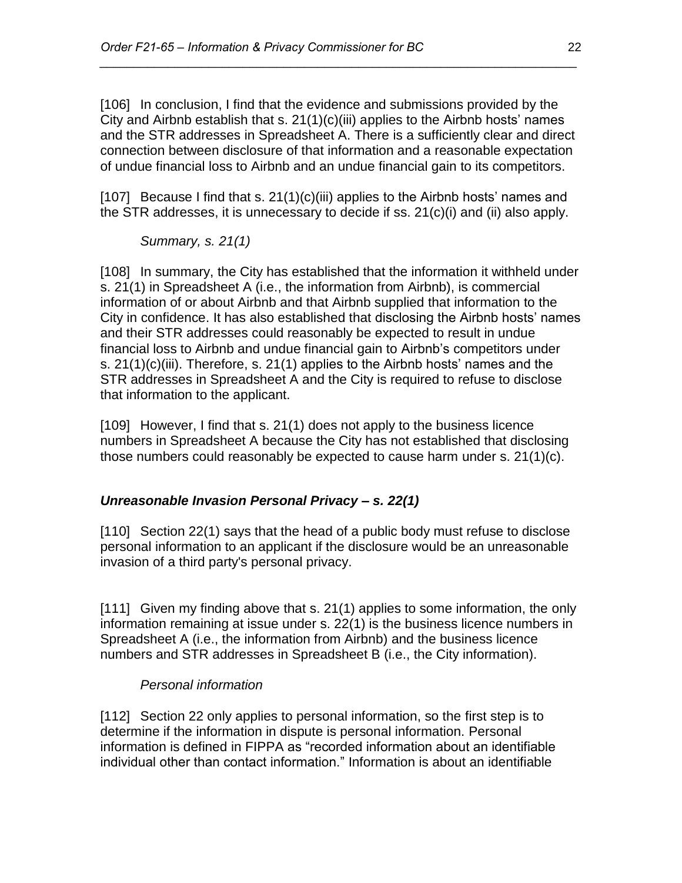[106] In conclusion, I find that the evidence and submissions provided by the City and Airbnb establish that s. 21(1)(c)(iii) applies to the Airbnb hosts' names and the STR addresses in Spreadsheet A. There is a sufficiently clear and direct connection between disclosure of that information and a reasonable expectation of undue financial loss to Airbnb and an undue financial gain to its competitors.

[107] Because I find that s. 21(1)(c)(iii) applies to the Airbnb hosts' names and the STR addresses, it is unnecessary to decide if ss. 21(c)(i) and (ii) also apply.

*Summary, s. 21(1)*

[108] In summary, the City has established that the information it withheld under s. 21(1) in Spreadsheet A (i.e., the information from Airbnb), is commercial information of or about Airbnb and that Airbnb supplied that information to the City in confidence. It has also established that disclosing the Airbnb hosts' names and their STR addresses could reasonably be expected to result in undue financial loss to Airbnb and undue financial gain to Airbnb's competitors under s. 21(1)(c)(iii). Therefore, s. 21(1) applies to the Airbnb hosts' names and the STR addresses in Spreadsheet A and the City is required to refuse to disclose that information to the applicant.

[109] However, I find that s. 21(1) does not apply to the business licence numbers in Spreadsheet A because the City has not established that disclosing those numbers could reasonably be expected to cause harm under s. 21(1)(c).

### *Unreasonable Invasion Personal Privacy – s. 22(1)*

[110] Section 22(1) says that the head of a public body must refuse to disclose personal information to an applicant if the disclosure would be an unreasonable invasion of a third party's personal privacy.

[111] Given my finding above that s. 21(1) applies to some information, the only information remaining at issue under s. 22(1) is the business licence numbers in Spreadsheet A (i.e., the information from Airbnb) and the business licence numbers and STR addresses in Spreadsheet B (i.e., the City information).

*Personal information*

[112] Section 22 only applies to personal information, so the first step is to determine if the information in dispute is personal information. Personal information is defined in FIPPA as "recorded information about an identifiable individual other than contact information." Information is about an identifiable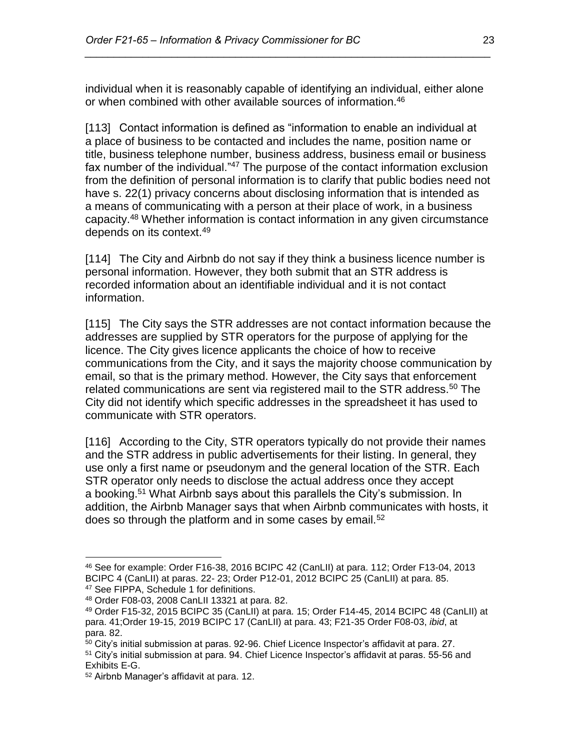individual when it is reasonably capable of identifying an individual, either alone or when combined with other available sources of information.[46]

[113] Contact information is defined as "information to enable an individual at a place of business to be contacted and includes the name, position name or title, business telephone number, business address, business email or business fax number of the individual."[47] The purpose of the contact information exclusion from the definition of personal information is to clarify that public bodies need not have s. 22(1) privacy concerns about disclosing information that is intended as a means of communicating with a person at their place of work, in a business capacity.[48] Whether information is contact information in any given circumstance depends on its context.[49]

[114] The City and Airbnb do not say if they think a business licence number is personal information. However, they both submit that an STR address is recorded information about an identifiable individual and it is not contact information.

[115] The City says the STR addresses are not contact information because the addresses are supplied by STR operators for the purpose of applying for the licence. The City gives licence applicants the choice of how to receive communications from the City, and it says the majority choose communication by email, so that is the primary method. However, the City says that enforcement related communications are sent via registered mail to the STR address.[50] The City did not identify which specific addresses in the spreadsheet it has used to communicate with STR operators.

[116] According to the City, STR operators typically do not provide their names and the STR address in public advertisements for their listing. In general, they use only a first name or pseudonym and the general location of the STR. Each STR operator only needs to disclose the actual address once they accept a booking.[51] What Airbnb says about this parallels the City's submission. In addition, the Airbnb Manager says that when Airbnb communicates with hosts, it does so through the platform and in some cases by email.[52]

---

[46] See for example: Order F16-38, 2016 BCIPC 42 (CanLII) at para. 112; Order F13-04, 2013 BCIPC 4 (CanLII) at paras. 22- 23; Order P12-01, 2012 BCIPC 25 (CanLII) at para. 85.

[47] See FIPPA, Schedule 1 for definitions.

[48] Order F08-03, 2008 CanLII 13321 at para. 82.

[49] Order F15-32, 2015 BCIPC 35 (CanLII) at para. 15; Order F14-45, 2014 BCIPC 48 (CanLII) at para. 41;Order 19-15, 2019 BCIPC 17 (CanLII) at para. 43; F21-35 Order F08-03, *ibid*, at para. 82.

[50] City's initial submission at paras. 92-96. Chief Licence Inspector's affidavit at para. 27.

[51] City's initial submission at para. 94. Chief Licence Inspector's affidavit at paras. 55-56 and Exhibits E-G.

[52] Airbnb Manager's affidavit at para. 12.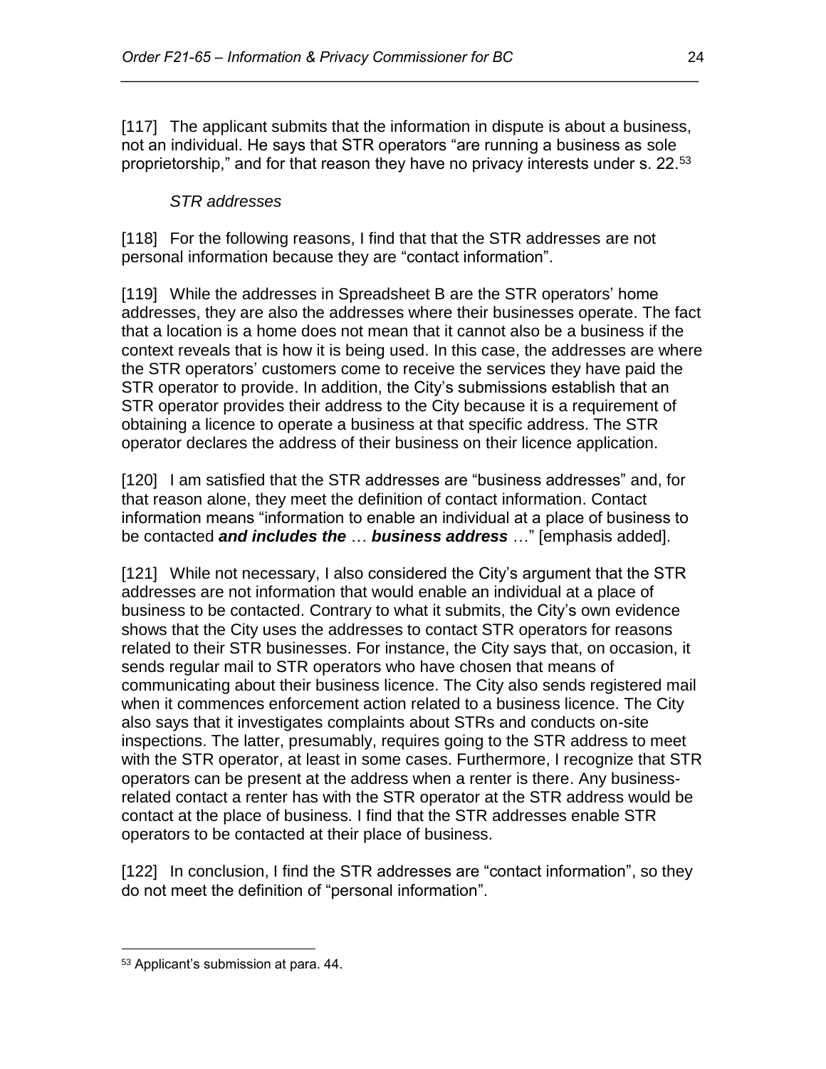[117] The applicant submits that the information in dispute is about a business, not an individual. He says that STR operators "are running a business as sole proprietorship," and for that reason they have no privacy interests under s. 22.[53]

*STR addresses*

[118] For the following reasons, I find that that the STR addresses are not personal information because they are "contact information".

[119] While the addresses in Spreadsheet B are the STR operators' home addresses, they are also the addresses where their businesses operate. The fact that a location is a home does not mean that it cannot also be a business if the context reveals that is how it is being used. In this case, the addresses are where the STR operators' customers come to receive the services they have paid the STR operator to provide. In addition, the City's submissions establish that an STR operator provides their address to the City because it is a requirement of obtaining a licence to operate a business at that specific address. The STR operator declares the address of their business on their licence application.

[120] I am satisfied that the STR addresses are "business addresses" and, for that reason alone, they meet the definition of contact information. Contact information means "information to enable an individual at a place of business to be contacted ***and includes the*** … ***business address*** …" [emphasis added].

[121] While not necessary, I also considered the City's argument that the STR addresses are not information that would enable an individual at a place of business to be contacted. Contrary to what it submits, the City's own evidence shows that the City uses the addresses to contact STR operators for reasons related to their STR businesses. For instance, the City says that, on occasion, it sends regular mail to STR operators who have chosen that means of communicating about their business licence. The City also sends registered mail when it commences enforcement action related to a business licence. The City also says that it investigates complaints about STRs and conducts on-site inspections. The latter, presumably, requires going to the STR address to meet with the STR operator, at least in some cases. Furthermore, I recognize that STR operators can be present at the address when a renter is there. Any business-related contact a renter has with the STR operator at the STR address would be contact at the place of business. I find that the STR addresses enable STR operators to be contacted at their place of business.

[122] In conclusion, I find the STR addresses are "contact information", so they do not meet the definition of "personal information".

---

[53] Applicant's submission at para. 44.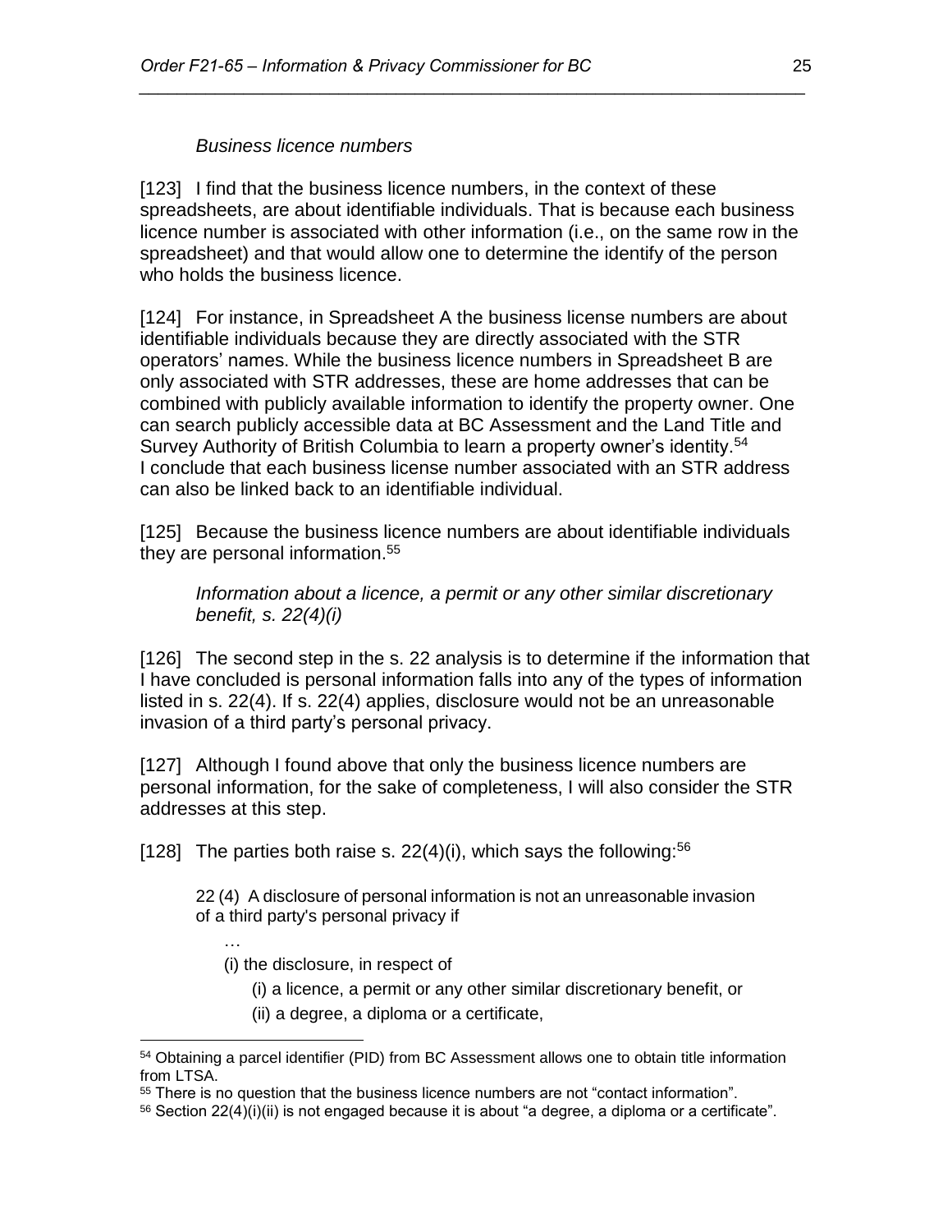*Business licence numbers*

[123] I find that the business licence numbers, in the context of these spreadsheets, are about identifiable individuals. That is because each business licence number is associated with other information (i.e., on the same row in the spreadsheet) and that would allow one to determine the identify of the person who holds the business licence.

[124] For instance, in Spreadsheet A the business license numbers are about identifiable individuals because they are directly associated with the STR operators' names. While the business licence numbers in Spreadsheet B are only associated with STR addresses, these are home addresses that can be combined with publicly available information to identify the property owner. One can search publicly accessible data at BC Assessment and the Land Title and Survey Authority of British Columbia to learn a property owner's identity.[54] I conclude that each business license number associated with an STR address can also be linked back to an identifiable individual.

[125] Because the business licence numbers are about identifiable individuals they are personal information.[55]

*Information about a licence, a permit or any other similar discretionary benefit, s. 22(4)(i)*

[126] The second step in the s. 22 analysis is to determine if the information that I have concluded is personal information falls into any of the types of information listed in s. 22(4). If s. 22(4) applies, disclosure would not be an unreasonable invasion of a third party's personal privacy.

[127] Although I found above that only the business licence numbers are personal information, for the sake of completeness, I will also consider the STR addresses at this step.

[128] The parties both raise s. 22(4)(i), which says the following:[56]

> 22 (4) A disclosure of personal information is not an unreasonable invasion of a third party's personal privacy if
>
> …
>
> (i) the disclosure, in respect of
>
> (i) a licence, a permit or any other similar discretionary benefit, or
>
> (ii) a degree, a diploma or a certificate,

---

[54] Obtaining a parcel identifier (PID) from BC Assessment allows one to obtain title information from LTSA.

[55] There is no question that the business licence numbers are not "contact information".

[56] Section 22(4)(i)(ii) is not engaged because it is about "a degree, a diploma or a certificate".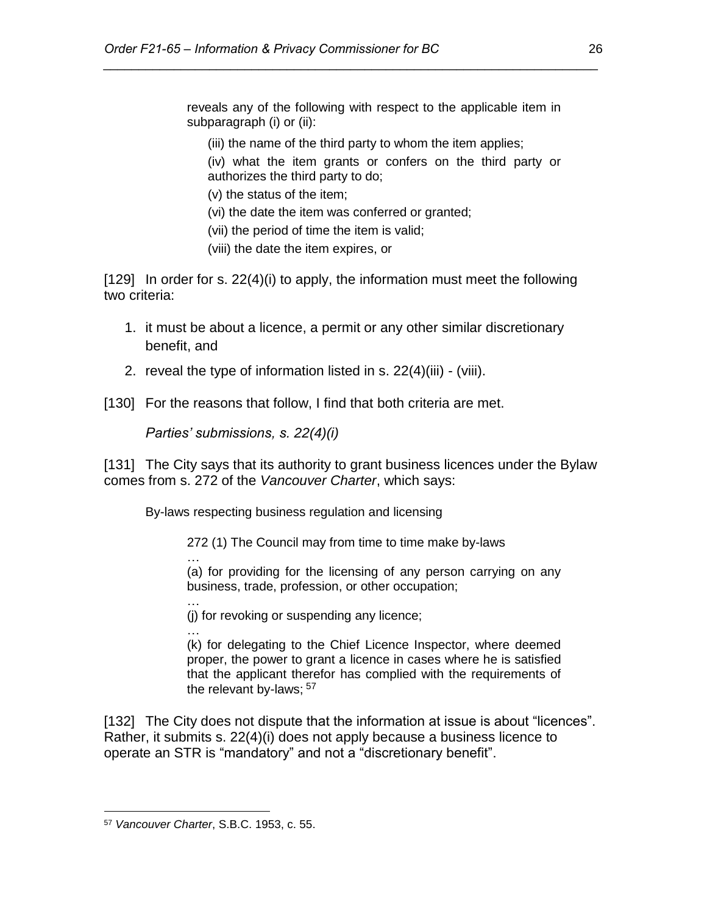reveals any of the following with respect to the applicable item in subparagraph (i) or (ii):

(iii) the name of the third party to whom the item applies;

(iv) what the item grants or confers on the third party or authorizes the third party to do;

(v) the status of the item;

(vi) the date the item was conferred or granted;

(vii) the period of time the item is valid;

(viii) the date the item expires, or

[129] In order for s. 22(4)(i) to apply, the information must meet the following two criteria:

1. it must be about a licence, a permit or any other similar discretionary benefit, and
2. reveal the type of information listed in s. 22(4)(iii) - (viii).

[130] For the reasons that follow, I find that both criteria are met.

*Parties' submissions, s. 22(4)(i)*

[131] The City says that its authority to grant business licences under the Bylaw comes from s. 272 of the *Vancouver Charter*, which says:

By-laws respecting business regulation and licensing

272 (1) The Council may from time to time make by-laws

…

(a) for providing for the licensing of any person carrying on any business, trade, profession, or other occupation;

…

(j) for revoking or suspending any licence;

…

(k) for delegating to the Chief Licence Inspector, where deemed proper, the power to grant a licence in cases where he is satisfied that the applicant therefor has complied with the requirements of the relevant by-laws; [57]

[132] The City does not dispute that the information at issue is about "licences". Rather, it submits s. 22(4)(i) does not apply because a business licence to operate an STR is "mandatory" and not a "discretionary benefit".

---

[57] *Vancouver Charter*, S.B.C. 1953, c. 55.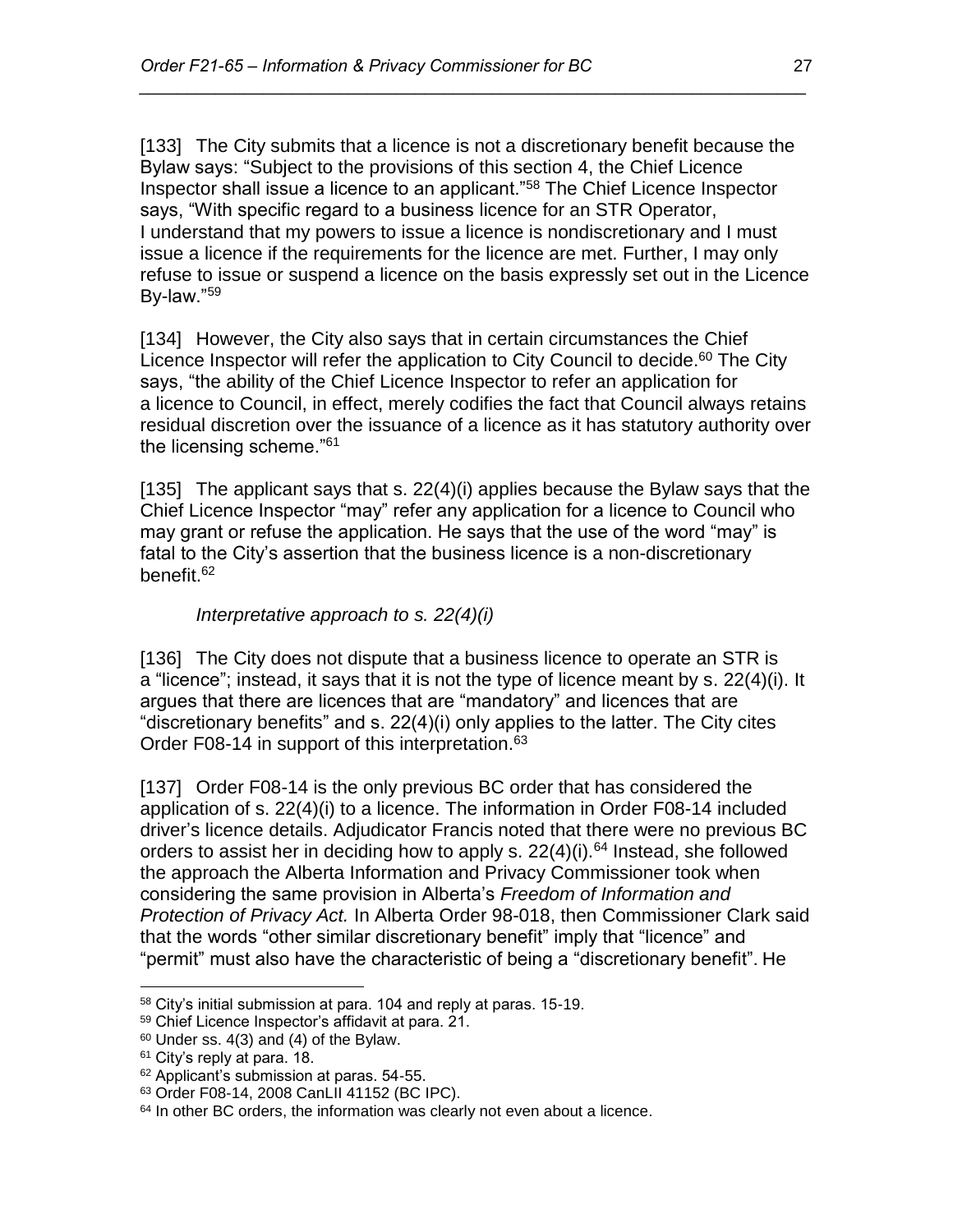[133] The City submits that a licence is not a discretionary benefit because the Bylaw says: "Subject to the provisions of this section 4, the Chief Licence Inspector shall issue a licence to an applicant."[58] The Chief Licence Inspector says, "With specific regard to a business licence for an STR Operator, I understand that my powers to issue a licence is nondiscretionary and I must issue a licence if the requirements for the licence are met. Further, I may only refuse to issue or suspend a licence on the basis expressly set out in the Licence By-law."[59]

[134] However, the City also says that in certain circumstances the Chief Licence Inspector will refer the application to City Council to decide.[60] The City says, "the ability of the Chief Licence Inspector to refer an application for a licence to Council, in effect, merely codifies the fact that Council always retains residual discretion over the issuance of a licence as it has statutory authority over the licensing scheme."[61]

[135] The applicant says that s. 22(4)(i) applies because the Bylaw says that the Chief Licence Inspector "may" refer any application for a licence to Council who may grant or refuse the application. He says that the use of the word "may" is fatal to the City's assertion that the business licence is a non-discretionary benefit.[62]

*Interpretative approach to s. 22(4)(i)*

[136] The City does not dispute that a business licence to operate an STR is a "licence"; instead, it says that it is not the type of licence meant by s. 22(4)(i). It argues that there are licences that are "mandatory" and licences that are "discretionary benefits" and s. 22(4)(i) only applies to the latter. The City cites Order F08-14 in support of this interpretation.[63]

[137] Order F08-14 is the only previous BC order that has considered the application of s. 22(4)(i) to a licence. The information in Order F08-14 included driver's licence details. Adjudicator Francis noted that there were no previous BC orders to assist her in deciding how to apply s. 22(4)(i).[64] Instead, she followed the approach the Alberta Information and Privacy Commissioner took when considering the same provision in Alberta's *Freedom of Information and Protection of Privacy Act.* In Alberta Order 98-018, then Commissioner Clark said that the words "other similar discretionary benefit" imply that "licence" and "permit" must also have the characteristic of being a "discretionary benefit". He

---

[58] City's initial submission at para. 104 and reply at paras. 15-19.

[59] Chief Licence Inspector's affidavit at para. 21.

[60] Under ss. 4(3) and (4) of the Bylaw.

[61] City's reply at para. 18.

[62] Applicant's submission at paras. 54-55.

[63] Order F08-14, 2008 CanLII 41152 (BC IPC).

[64] In other BC orders, the information was clearly not even about a licence.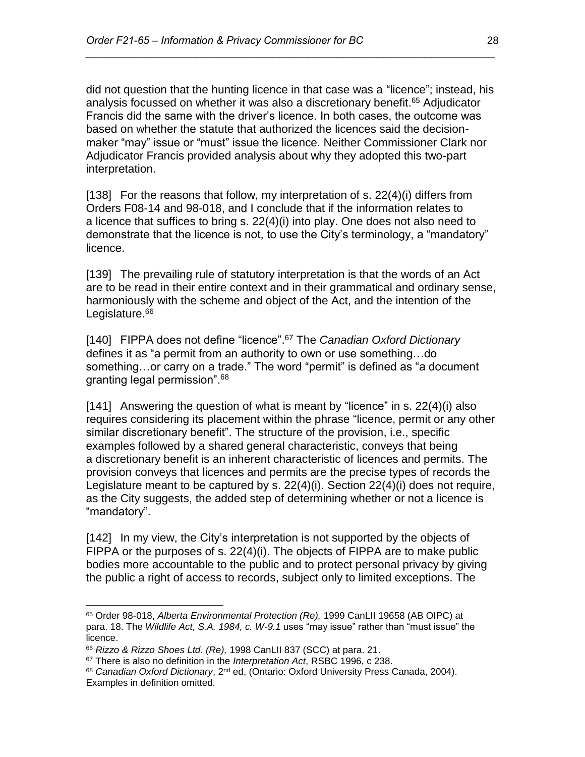did not question that the hunting licence in that case was a "licence"; instead, his analysis focussed on whether it was also a discretionary benefit.[65] Adjudicator Francis did the same with the driver's licence. In both cases, the outcome was based on whether the statute that authorized the licences said the decision-maker "may" issue or "must" issue the licence. Neither Commissioner Clark nor Adjudicator Francis provided analysis about why they adopted this two-part interpretation.

[138] For the reasons that follow, my interpretation of s. 22(4)(i) differs from Orders F08-14 and 98-018, and I conclude that if the information relates to a licence that suffices to bring s. 22(4)(i) into play. One does not also need to demonstrate that the licence is not, to use the City's terminology, a "mandatory" licence.

[139] The prevailing rule of statutory interpretation is that the words of an Act are to be read in their entire context and in their grammatical and ordinary sense, harmoniously with the scheme and object of the Act, and the intention of the Legislature.[66]

[140] FIPPA does not define "licence".[67] The *Canadian Oxford Dictionary* defines it as "a permit from an authority to own or use something…do something…or carry on a trade." The word "permit" is defined as "a document granting legal permission".[68]

[141] Answering the question of what is meant by "licence" in s. 22(4)(i) also requires considering its placement within the phrase "licence, permit or any other similar discretionary benefit". The structure of the provision, i.e., specific examples followed by a shared general characteristic, conveys that being a discretionary benefit is an inherent characteristic of licences and permits. The provision conveys that licences and permits are the precise types of records the Legislature meant to be captured by s. 22(4)(i). Section 22(4)(i) does not require, as the City suggests, the added step of determining whether or not a licence is "mandatory".

[142] In my view, the City's interpretation is not supported by the objects of FIPPA or the purposes of s. 22(4)(i). The objects of FIPPA are to make public bodies more accountable to the public and to protect personal privacy by giving the public a right of access to records, subject only to limited exceptions. The

---

[65] Order 98-018, *Alberta Environmental Protection (Re),* 1999 CanLII 19658 (AB OIPC) at para. 18. The *Wildlife Act, S.A. 1984, c. W-9.1* uses "may issue" rather than "must issue" the licence.

[66] *Rizzo & Rizzo Shoes Ltd. (Re),* 1998 CanLII 837 (SCC) at para. 21.

[67] There is also no definition in the *Interpretation Act*, RSBC 1996, c 238.

[68] *Canadian Oxford Dictionary*, 2nd ed, (Ontario: Oxford University Press Canada, 2004). Examples in definition omitted.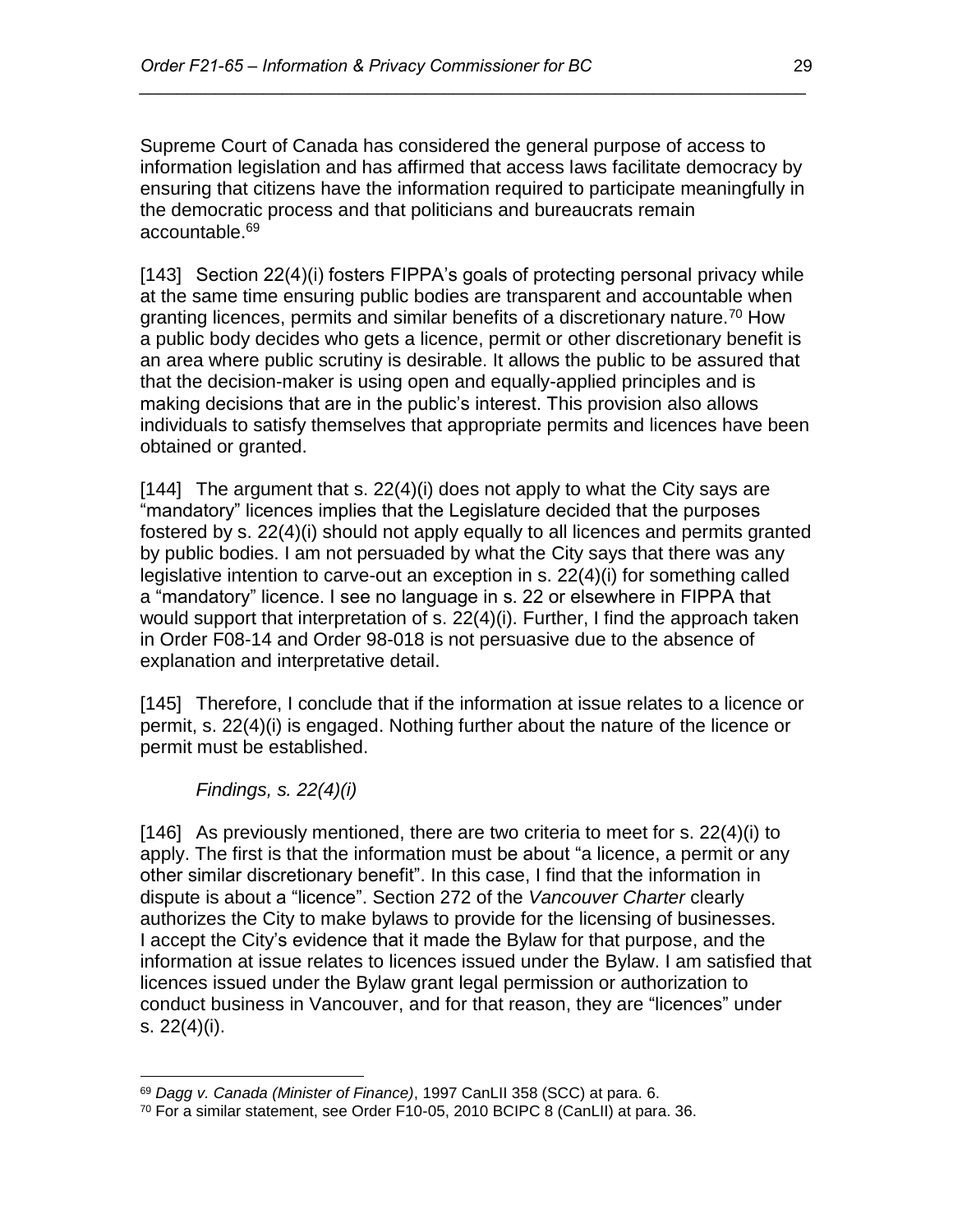Supreme Court of Canada has considered the general purpose of access to information legislation and has affirmed that access laws facilitate democracy by ensuring that citizens have the information required to participate meaningfully in the democratic process and that politicians and bureaucrats remain accountable.[69]

[143] Section 22(4)(i) fosters FIPPA's goals of protecting personal privacy while at the same time ensuring public bodies are transparent and accountable when granting licences, permits and similar benefits of a discretionary nature.[70] How a public body decides who gets a licence, permit or other discretionary benefit is an area where public scrutiny is desirable. It allows the public to be assured that that the decision-maker is using open and equally-applied principles and is making decisions that are in the public's interest. This provision also allows individuals to satisfy themselves that appropriate permits and licences have been obtained or granted.

[144] The argument that s. 22(4)(i) does not apply to what the City says are "mandatory" licences implies that the Legislature decided that the purposes fostered by s. 22(4)(i) should not apply equally to all licences and permits granted by public bodies. I am not persuaded by what the City says that there was any legislative intention to carve-out an exception in s. 22(4)(i) for something called a "mandatory" licence. I see no language in s. 22 or elsewhere in FIPPA that would support that interpretation of s. 22(4)(i). Further, I find the approach taken in Order F08-14 and Order 98-018 is not persuasive due to the absence of explanation and interpretative detail.

[145] Therefore, I conclude that if the information at issue relates to a licence or permit, s. 22(4)(i) is engaged. Nothing further about the nature of the licence or permit must be established.

*Findings, s. 22(4)(i)*

[146] As previously mentioned, there are two criteria to meet for s. 22(4)(i) to apply. The first is that the information must be about "a licence, a permit or any other similar discretionary benefit". In this case, I find that the information in dispute is about a "licence". Section 272 of the *Vancouver Charter* clearly authorizes the City to make bylaws to provide for the licensing of businesses. I accept the City's evidence that it made the Bylaw for that purpose, and the information at issue relates to licences issued under the Bylaw. I am satisfied that licences issued under the Bylaw grant legal permission or authorization to conduct business in Vancouver, and for that reason, they are "licences" under s. 22(4)(i).

---

[69] *Dagg v. Canada (Minister of Finance)*, 1997 CanLII 358 (SCC) at para. 6.

[70] For a similar statement, see Order F10-05, 2010 BCIPC 8 (CanLII) at para. 36.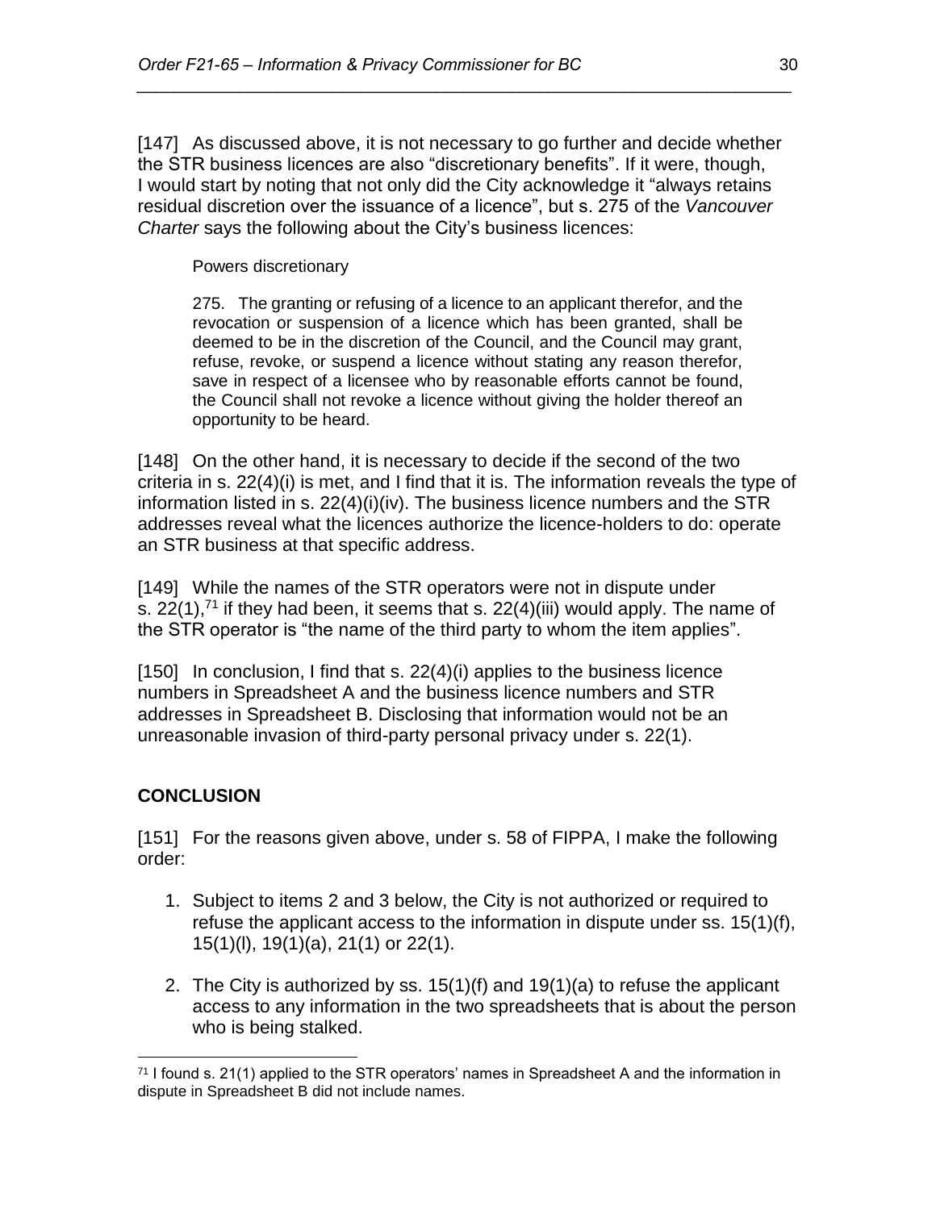[147] As discussed above, it is not necessary to go further and decide whether the STR business licences are also "discretionary benefits". If it were, though, I would start by noting that not only did the City acknowledge it "always retains residual discretion over the issuance of a licence", but s. 275 of the *Vancouver Charter* says the following about the City's business licences:

> Powers discretionary
>
> 275. The granting or refusing of a licence to an applicant therefor, and the revocation or suspension of a licence which has been granted, shall be deemed to be in the discretion of the Council, and the Council may grant, refuse, revoke, or suspend a licence without stating any reason therefor, save in respect of a licensee who by reasonable efforts cannot be found, the Council shall not revoke a licence without giving the holder thereof an opportunity to be heard.

[148] On the other hand, it is necessary to decide if the second of the two criteria in s. 22(4)(i) is met, and I find that it is. The information reveals the type of information listed in s. 22(4)(i)(iv). The business licence numbers and the STR addresses reveal what the licences authorize the licence-holders to do: operate an STR business at that specific address.

[149] While the names of the STR operators were not in dispute under s. 22(1),[71] if they had been, it seems that s. 22(4)(iii) would apply. The name of the STR operator is "the name of the third party to whom the item applies".

[150] In conclusion, I find that s. 22(4)(i) applies to the business licence numbers in Spreadsheet A and the business licence numbers and STR addresses in Spreadsheet B. Disclosing that information would not be an unreasonable invasion of third-party personal privacy under s. 22(1).

## CONCLUSION

[151] For the reasons given above, under s. 58 of FIPPA, I make the following order:

1. Subject to items 2 and 3 below, the City is not authorized or required to refuse the applicant access to the information in dispute under ss. 15(1)(f), 15(1)(l), 19(1)(a), 21(1) or 22(1).

2. The City is authorized by ss. 15(1)(f) and 19(1)(a) to refuse the applicant access to any information in the two spreadsheets that is about the person who is being stalked.

---

[71] I found s. 21(1) applied to the STR operators' names in Spreadsheet A and the information in dispute in Spreadsheet B did not include names.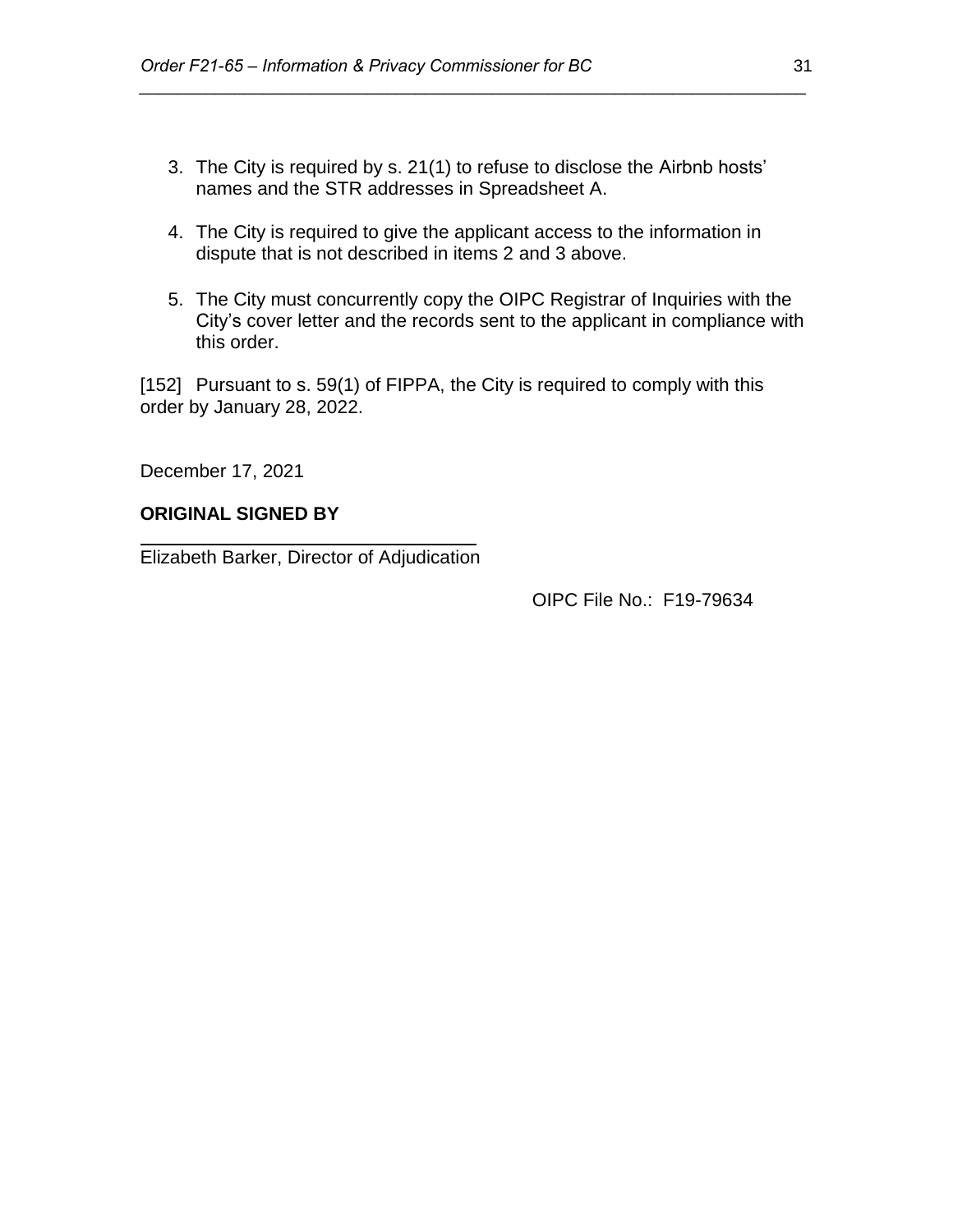3. The City is required by s. 21(1) to refuse to disclose the Airbnb hosts' names and the STR addresses in Spreadsheet A.

4. The City is required to give the applicant access to the information in dispute that is not described in items 2 and 3 above.

5. The City must concurrently copy the OIPC Registrar of Inquiries with the City's cover letter and the records sent to the applicant in compliance with this order.

[152] Pursuant to s. 59(1) of FIPPA, the City is required to comply with this order by January 28, 2022.

December 17, 2021

**ORIGINAL SIGNED BY**

Elizabeth Barker, Director of Adjudication

OIPC File No.: F19-79634